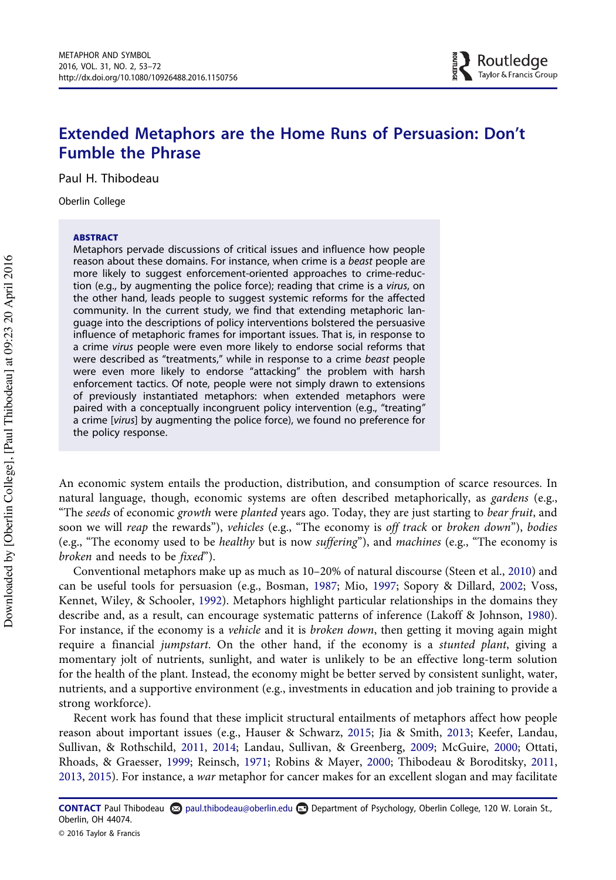# Extended Metaphors are the Home Runs of Persuasion: Don't Fumble the Phrase

Paul H. Thibodeau

Oberlin College

**ABSTRACT**

Metaphors pervade discussions of critical issues and influence how people reason about these domains. For instance, when crime is a *beast* people are more likely to suggest enforcement-oriented approaches to crime-reduction (e.g., by augmenting the police force); reading that crime is a *virus*, on the other hand, leads people to suggest systemic reforms for the affected community. In the current study, we find that extending metaphoric language into the descriptions of policy interventions bolstered the persuasive influence of metaphoric frames for important issues. That is, in response to a crime *virus* people were even more likely to endorse social reforms that were described as "treatments," while in response to a crime *beast* people were even more likely to endorse "attacking" the problem with harsh enforcement tactics. Of note, people were not simply drawn to extensions of previously instantiated metaphors: when extended metaphors were paired with a conceptually incongruent policy intervention (e.g., "treating" a crime [*virus*] by augmenting the police force), we found no preference for the policy response.

An economic system entails the production, distribution, and consumption of scarce resources. In natural language, though, economic systems are often described metaphorically, as *gardens* (e.g., "The *seeds* of economic *growth* were *planted* years ago. Today, they are just starting to *bear fruit*, and soon we will *reap* the rewards"), *vehicles* (e.g., "The economy is *off track* or *broken down*"), *bodies* (e.g., "The economy used to be *healthy* but is now *suffering*"), and *machines* (e.g., "The economy is *broken* and needs to be *fixed*").

Conventional metaphors make up as much as 10–20% of natural discourse (Steen et al., 2010) and can be useful tools for persuasion (e.g., Bosman, 1987; Mio, 1997; Sopory & Dillard, 2002; Voss, Kennet, Wiley, & Schooler, 1992). Metaphors highlight particular relationships in the domains they describe and, as a result, can encourage systematic patterns of inference (Lakoff & Johnson, 1980). For instance, if the economy is a *vehicle* and it is *broken down*, then getting it moving again might require a financial *jumpstart*. On the other hand, if the economy is a *stunted plant*, giving a momentary jolt of nutrients, sunlight, and water is unlikely to be an effective long-term solution for the health of the plant. Instead, the economy might be better served by consistent sunlight, water, nutrients, and a supportive environment (e.g., investments in education and job training to provide a strong workforce).

Recent work has found that these implicit structural entailments of metaphors affect how people reason about important issues (e.g., Hauser & Schwarz, 2015; Jia & Smith, 2013; Keefer, Landau, Sullivan, & Rothschild, 2011, 2014; Landau, Sullivan, & Greenberg, 2009; McGuire, 2000; Ottati, Rhoads, & Graesser, 1999; Reinsch, 1971; Robins & Mayer, 2000; Thibodeau & Boroditsky, 2011, 2013, 2015). For instance, a *war* metaphor for cancer makes for an excellent slogan and may facilitate

**CONTACT** Paul Thibodeau paul.thibodeau@oberlin.edu Department of Psychology, Oberlin College, 120 W. Lorain St., Oberlin, OH 44074.

© 2016 Taylor & Francis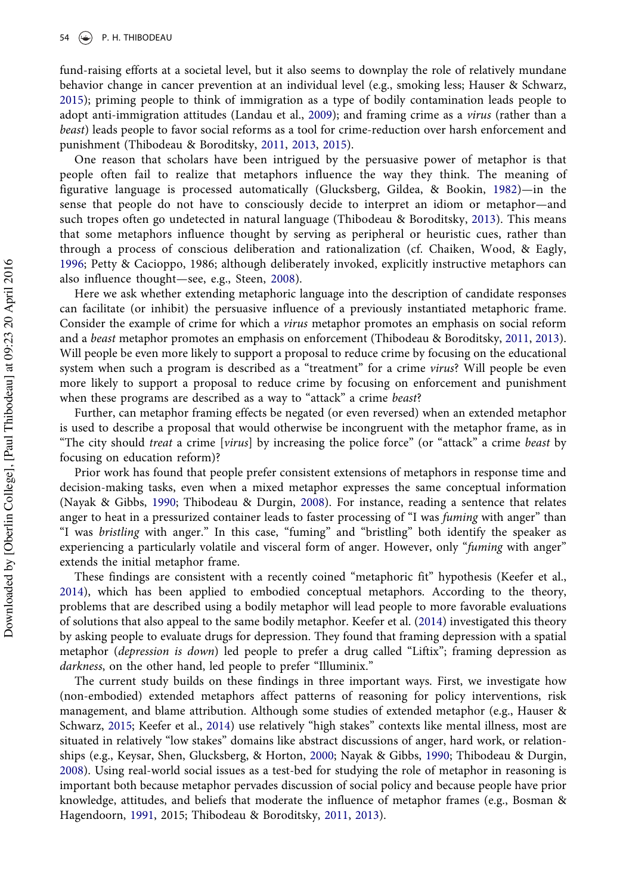fund-raising efforts at a societal level, but it also seems to downplay the role of relatively mundane behavior change in cancer prevention at an individual level (e.g., smoking less; Hauser & Schwarz, 2015); priming people to think of immigration as a type of bodily contamination leads people to adopt anti-immigration attitudes (Landau et al., 2009); and framing crime as a *virus* (rather than a *beast*) leads people to favor social reforms as a tool for crime-reduction over harsh enforcement and punishment (Thibodeau & Boroditsky, 2011, 2013, 2015).

One reason that scholars have been intrigued by the persuasive power of metaphor is that people often fail to realize that metaphors influence the way they think. The meaning of figurative language is processed automatically (Glucksberg, Gildea, & Bookin, 1982)—in the sense that people do not have to consciously decide to interpret an idiom or metaphor—and such tropes often go undetected in natural language (Thibodeau & Boroditsky, 2013). This means that some metaphors influence thought by serving as peripheral or heuristic cues, rather than through a process of conscious deliberation and rationalization (cf. Chaiken, Wood, & Eagly, 1996; Petty & Cacioppo, 1986; although deliberately invoked, explicitly instructive metaphors can also influence thought—see, e.g., Steen, 2008).

Here we ask whether extending metaphoric language into the description of candidate responses can facilitate (or inhibit) the persuasive influence of a previously instantiated metaphoric frame. Consider the example of crime for which a *virus* metaphor promotes an emphasis on social reform and a *beast* metaphor promotes an emphasis on enforcement (Thibodeau & Boroditsky, 2011, 2013). Will people be even more likely to support a proposal to reduce crime by focusing on the educational system when such a program is described as a "treatment" for a crime *virus*? Will people be even more likely to support a proposal to reduce crime by focusing on enforcement and punishment when these programs are described as a way to "attack" a crime *beast*?

Further, can metaphor framing effects be negated (or even reversed) when an extended metaphor is used to describe a proposal that would otherwise be incongruent with the metaphor frame, as in "The city should *treat* a crime [*virus*] by increasing the police force" (or "attack" a crime *beast* by focusing on education reform)?

Prior work has found that people prefer consistent extensions of metaphors in response time and decision-making tasks, even when a mixed metaphor expresses the same conceptual information (Nayak & Gibbs, 1990; Thibodeau & Durgin, 2008). For instance, reading a sentence that relates anger to heat in a pressurized container leads to faster processing of "I was *fuming* with anger" than "I was *bristling* with anger." In this case, "fuming" and "bristling" both identify the speaker as experiencing a particularly volatile and visceral form of anger. However, only "*fuming* with anger" extends the initial metaphor frame.

These findings are consistent with a recently coined "metaphoric fit" hypothesis (Keefer et al., 2014), which has been applied to embodied conceptual metaphors. According to the theory, problems that are described using a bodily metaphor will lead people to more favorable evaluations of solutions that also appeal to the same bodily metaphor. Keefer et al. (2014) investigated this theory by asking people to evaluate drugs for depression. They found that framing depression with a spatial metaphor (*depression is down*) led people to prefer a drug called "Liftix"; framing depression as *darkness*, on the other hand, led people to prefer "Illuminix."

The current study builds on these findings in three important ways. First, we investigate how (non-embodied) extended metaphors affect patterns of reasoning for policy interventions, risk management, and blame attribution. Although some studies of extended metaphor (e.g., Hauser & Schwarz, 2015; Keefer et al., 2014) use relatively "high stakes" contexts like mental illness, most are situated in relatively "low stakes" domains like abstract discussions of anger, hard work, or relationships (e.g., Keysar, Shen, Glucksberg, & Horton, 2000; Nayak & Gibbs, 1990; Thibodeau & Durgin, 2008). Using real-world social issues as a test-bed for studying the role of metaphor in reasoning is important both because metaphor pervades discussion of social policy and because people have prior knowledge, attitudes, and beliefs that moderate the influence of metaphor frames (e.g., Bosman & Hagendoorn, 1991, 2015; Thibodeau & Boroditsky, 2011, 2013).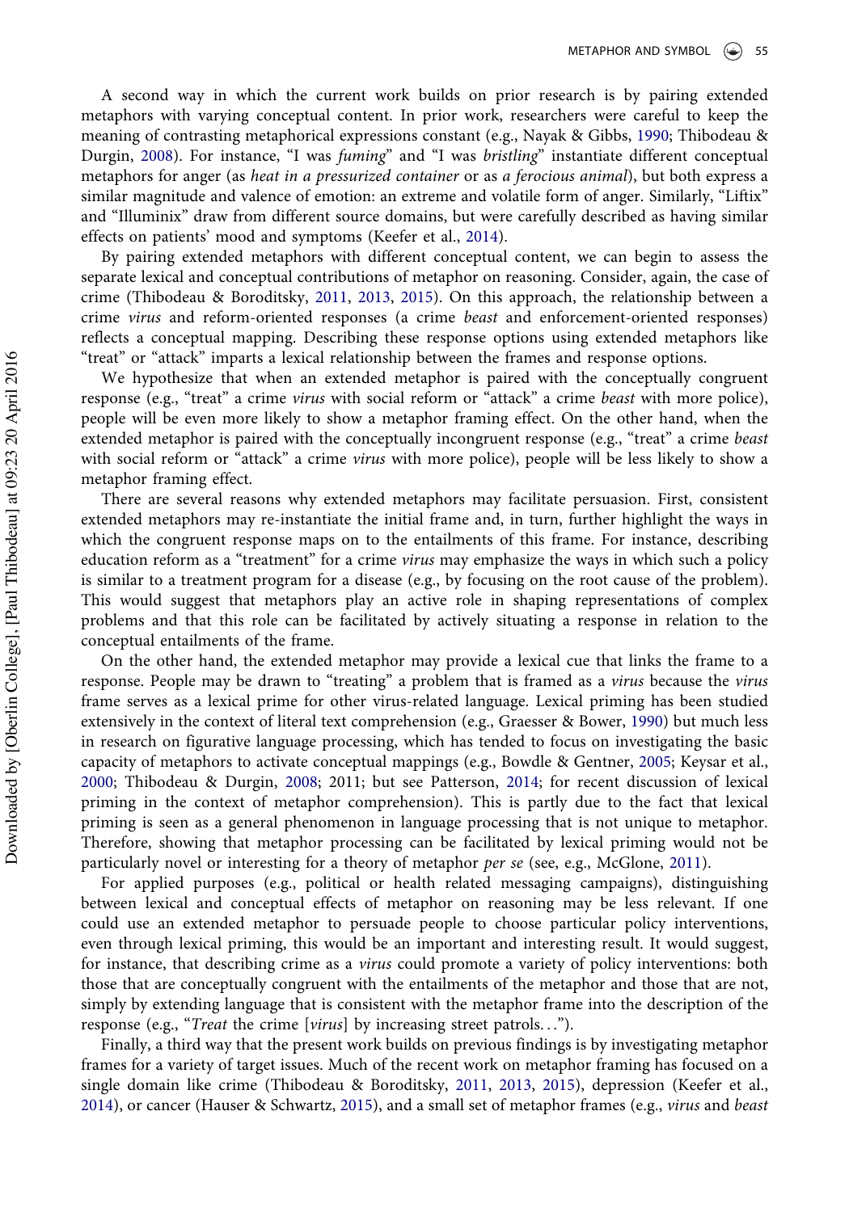A second way in which the current work builds on prior research is by pairing extended metaphors with varying conceptual content. In prior work, researchers were careful to keep the meaning of contrasting metaphorical expressions constant (e.g., Nayak & Gibbs, 1990; Thibodeau & Durgin, 2008). For instance, "I was *fuming*" and "I was *bristling*" instantiate different conceptual metaphors for anger (as *heat in a pressurized container* or as *a ferocious animal*), but both express a similar magnitude and valence of emotion: an extreme and volatile form of anger. Similarly, "Liftix" and "Illuminix" draw from different source domains, but were carefully described as having similar effects on patients' mood and symptoms (Keefer et al., 2014).

By pairing extended metaphors with different conceptual content, we can begin to assess the separate lexical and conceptual contributions of metaphor on reasoning. Consider, again, the case of crime (Thibodeau & Boroditsky, 2011, 2013, 2015). On this approach, the relationship between a crime *virus* and reform-oriented responses (a crime *beast* and enforcement-oriented responses) reflects a conceptual mapping. Describing these response options using extended metaphors like "treat" or "attack" imparts a lexical relationship between the frames and response options.

We hypothesize that when an extended metaphor is paired with the conceptually congruent response (e.g., "treat" a crime *virus* with social reform or "attack" a crime *beast* with more police), people will be even more likely to show a metaphor framing effect. On the other hand, when the extended metaphor is paired with the conceptually incongruent response (e.g., "treat" a crime *beast* with social reform or "attack" a crime *virus* with more police), people will be less likely to show a metaphor framing effect.

There are several reasons why extended metaphors may facilitate persuasion. First, consistent extended metaphors may re-instantiate the initial frame and, in turn, further highlight the ways in which the congruent response maps on to the entailments of this frame. For instance, describing education reform as a "treatment" for a crime *virus* may emphasize the ways in which such a policy is similar to a treatment program for a disease (e.g., by focusing on the root cause of the problem). This would suggest that metaphors play an active role in shaping representations of complex problems and that this role can be facilitated by actively situating a response in relation to the conceptual entailments of the frame.

On the other hand, the extended metaphor may provide a lexical cue that links the frame to a response. People may be drawn to "treating" a problem that is framed as a *virus* because the *virus* frame serves as a lexical prime for other virus-related language. Lexical priming has been studied extensively in the context of literal text comprehension (e.g., Graesser & Bower, 1990) but much less in research on figurative language processing, which has tended to focus on investigating the basic capacity of metaphors to activate conceptual mappings (e.g., Bowdle & Gentner, 2005; Keysar et al., 2000; Thibodeau & Durgin, 2008; 2011; but see Patterson, 2014; for recent discussion of lexical priming in the context of metaphor comprehension). This is partly due to the fact that lexical priming is seen as a general phenomenon in language processing that is not unique to metaphor. Therefore, showing that metaphor processing can be facilitated by lexical priming would not be particularly novel or interesting for a theory of metaphor *per se* (see, e.g., McGlone, 2011).

For applied purposes (e.g., political or health related messaging campaigns), distinguishing between lexical and conceptual effects of metaphor on reasoning may be less relevant. If one could use an extended metaphor to persuade people to choose particular policy interventions, even through lexical priming, this would be an important and interesting result. It would suggest, for instance, that describing crime as a *virus* could promote a variety of policy interventions: both those that are conceptually congruent with the entailments of the metaphor and those that are not, simply by extending language that is consistent with the metaphor frame into the description of the response (e.g., "*Treat* the crime [*virus*] by increasing street patrols…").

Finally, a third way that the present work builds on previous findings is by investigating metaphor frames for a variety of target issues. Much of the recent work on metaphor framing has focused on a single domain like crime (Thibodeau & Boroditsky, 2011, 2013, 2015), depression (Keefer et al., 2014), or cancer (Hauser & Schwartz, 2015), and a small set of metaphor frames (e.g., *virus* and *beast*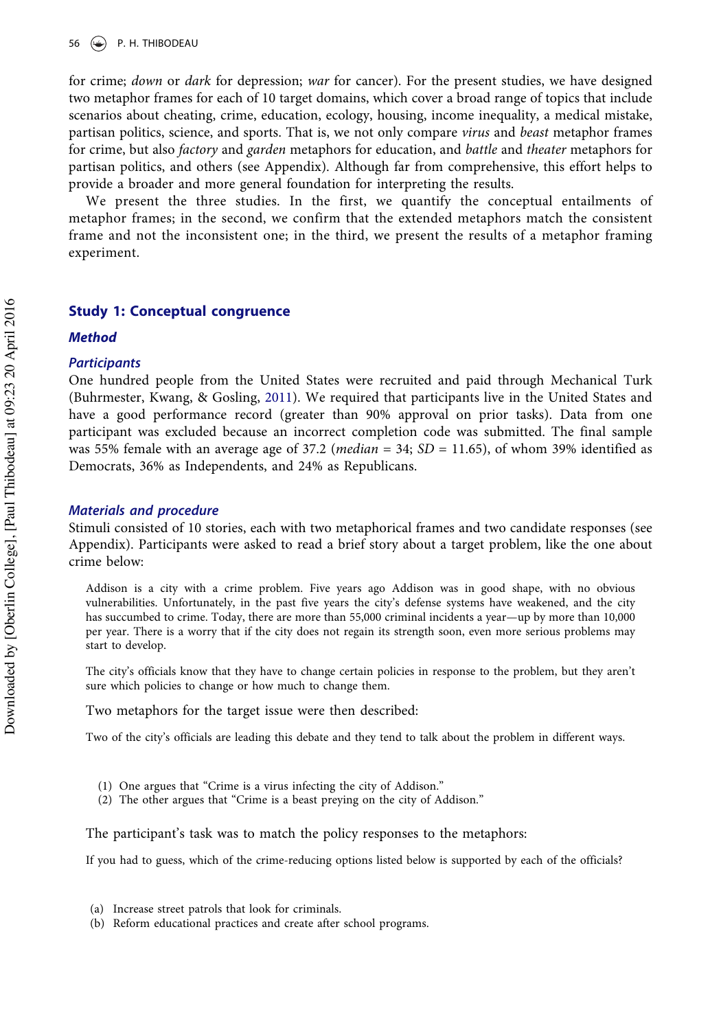for crime; *down* or *dark* for depression; *war* for cancer). For the present studies, we have designed two metaphor frames for each of 10 target domains, which cover a broad range of topics that include scenarios about cheating, crime, education, ecology, housing, income inequality, a medical mistake, partisan politics, science, and sports. That is, we not only compare *virus* and *beast* metaphor frames for crime, but also *factory* and *garden* metaphors for education, and *battle* and *theater* metaphors for partisan politics, and others (see Appendix). Although far from comprehensive, this effort helps to provide a broader and more general foundation for interpreting the results.

We present the three studies. In the first, we quantify the conceptual entailments of metaphor frames; in the second, we confirm that the extended metaphors match the consistent frame and not the inconsistent one; in the third, we present the results of a metaphor framing experiment.

## Study 1: Conceptual congruence

### *Method*

#### *Participants*

One hundred people from the United States were recruited and paid through Mechanical Turk (Buhrmester, Kwang, & Gosling, 2011). We required that participants live in the United States and have a good performance record (greater than 90% approval on prior tasks). Data from one participant was excluded because an incorrect completion code was submitted. The final sample was 55% female with an average age of 37.2 (*median* = 34; *SD* = 11.65), of whom 39% identified as Democrats, 36% as Independents, and 24% as Republicans.

#### *Materials and procedure*

Stimuli consisted of 10 stories, each with two metaphorical frames and two candidate responses (see Appendix). Participants were asked to read a brief story about a target problem, like the one about crime below:

> Addison is a city with a crime problem. Five years ago Addison was in good shape, with no obvious vulnerabilities. Unfortunately, in the past five years the city's defense systems have weakened, and the city has succumbed to crime. Today, there are more than 55,000 criminal incidents a year—up by more than 10,000 per year. There is a worry that if the city does not regain its strength soon, even more serious problems may start to develop.
>
> The city's officials know that they have to change certain policies in response to the problem, but they aren't sure which policies to change or how much to change them.

Two metaphors for the target issue were then described:

> Two of the city's officials are leading this debate and they tend to talk about the problem in different ways.
>
> (1) One argues that "Crime is a virus infecting the city of Addison."
> (2) The other argues that "Crime is a beast preying on the city of Addison."

The participant's task was to match the policy responses to the metaphors:

> If you had to guess, which of the crime-reducing options listed below is supported by each of the officials?
>
> (a) Increase street patrols that look for criminals.
> (b) Reform educational practices and create after school programs.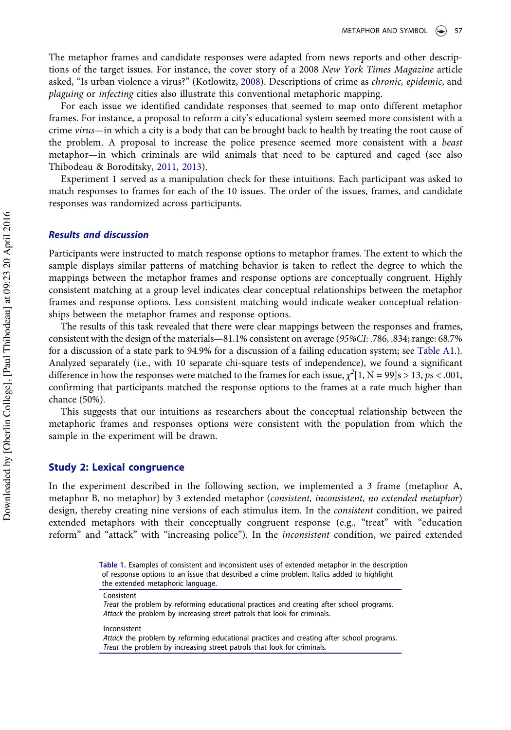The metaphor frames and candidate responses were adapted from news reports and other descriptions of the target issues. For instance, the cover story of a 2008 *New York Times Magazine* article asked, "Is urban violence a virus?" (Kotlowitz, 2008). Descriptions of crime as *chronic, epidemic*, and *plaguing* or *infecting* cities also illustrate this conventional metaphoric mapping.

For each issue we identified candidate responses that seemed to map onto different metaphor frames. For instance, a proposal to reform a city's educational system seemed more consistent with a crime *virus*—in which a city is a body that can be brought back to health by treating the root cause of the problem. A proposal to increase the police presence seemed more consistent with a *beast* metaphor—in which criminals are wild animals that need to be captured and caged (see also Thibodeau & Boroditsky, 2011, 2013).

Experiment 1 served as a manipulation check for these intuitions. Each participant was asked to match responses to frames for each of the 10 issues. The order of the issues, frames, and candidate responses was randomized across participants.

### *Results and discussion*

Participants were instructed to match response options to metaphor frames. The extent to which the sample displays similar patterns of matching behavior is taken to reflect the degree to which the mappings between the metaphor frames and response options are conceptually congruent. Highly consistent matching at a group level indicates clear conceptual relationships between the metaphor frames and response options. Less consistent matching would indicate weaker conceptual relationships between the metaphor frames and response options.

The results of this task revealed that there were clear mappings between the responses and frames, consistent with the design of the materials—81.1% consistent on average (*95%CI*: .786, .834; range: 68.7% for a discussion of a state park to 94.9% for a discussion of a failing education system; see Table A1.). Analyzed separately (i.e., with 10 separate chi-square tests of independence), we found a significant difference in how the responses were matched to the frames for each issue, $\chi^2[1, N = 99]\text{s} > 13$, $ps < .001$, confirming that participants matched the response options to the frames at a rate much higher than chance (50%).

This suggests that our intuitions as researchers about the conceptual relationship between the metaphoric frames and responses options were consistent with the population from which the sample in the experiment will be drawn.

## Study 2: Lexical congruence

In the experiment described in the following section, we implemented a 3 frame (metaphor A, metaphor B, no metaphor) by 3 extended metaphor (*consistent, inconsistent, no extended metaphor*) design, thereby creating nine versions of each stimulus item. In the *consistent* condition, we paired extended metaphors with their conceptually congruent response (e.g., "treat" with "education reform" and "attack" with "increasing police"). In the *inconsistent* condition, we paired extended

**Table 1.** Examples of consistent and inconsistent uses of extended metaphor in the description of response options to an issue that described a crime problem. Italics added to highlight the extended metaphoric language.

| |
|---|
| Consistent |
| *Treat* the problem by reforming educational practices and creating after school programs. |
| *Attack* the problem by increasing street patrols that look for criminals. |
| Inconsistent |
| *Attack* the problem by reforming educational practices and creating after school programs. |
| *Treat* the problem by increasing street patrols that look for criminals. |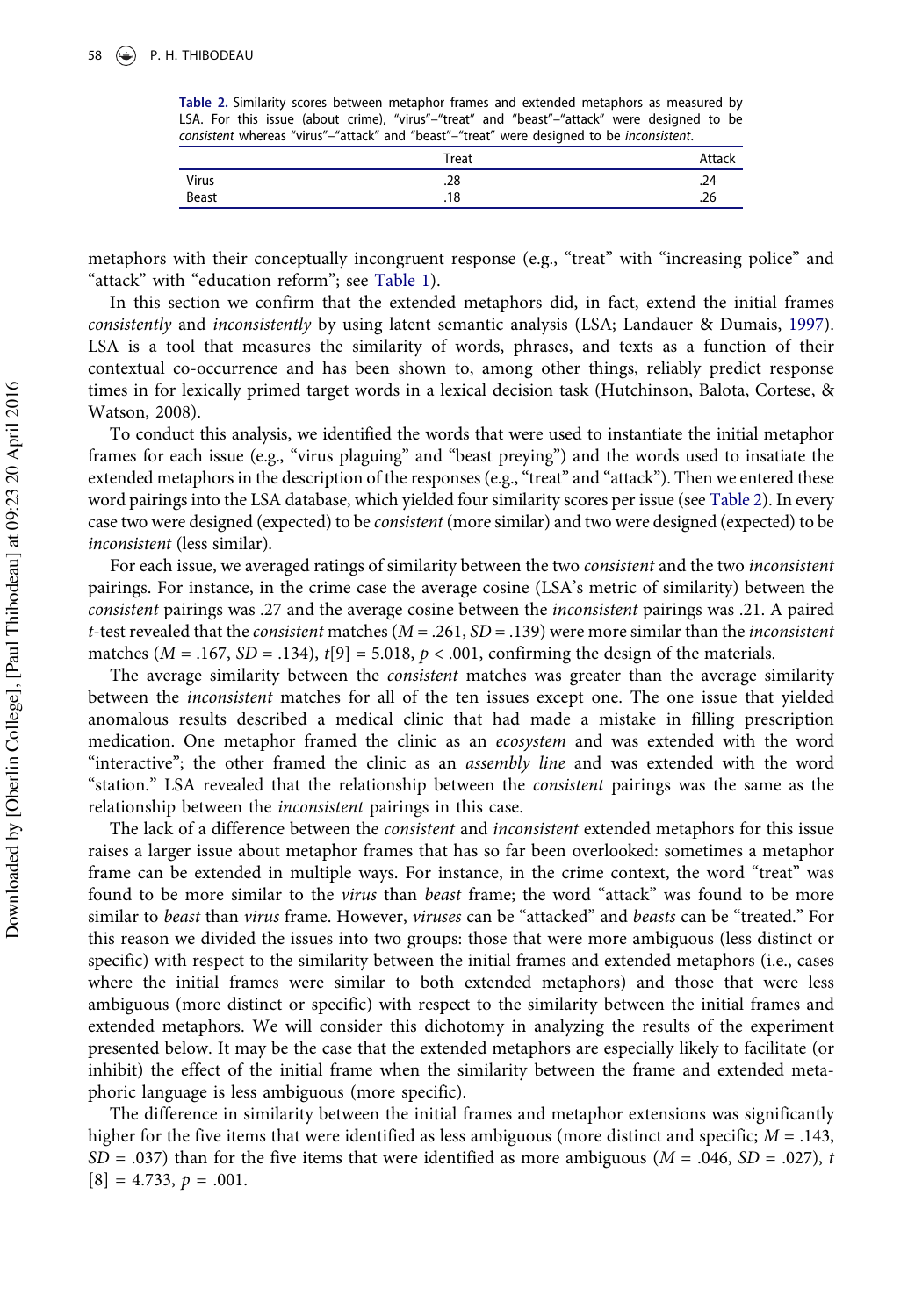**Table 2.** Similarity scores between metaphor frames and extended metaphors as measured by LSA. For this issue (about crime), "virus"–"treat" and "beast"–"attack" were designed to be *consistent* whereas "virus"–"attack" and "beast"–"treat" were designed to be *inconsistent*.

| | Treat | Attack |
|---|---|---|
| Virus | .28 | .24 |
| Beast | .18 | .26 |

metaphors with their conceptually incongruent response (e.g., "treat" with "increasing police" and "attack" with "education reform"; see Table 1).

In this section we confirm that the extended metaphors did, in fact, extend the initial frames *consistently* and *inconsistently* by using latent semantic analysis (LSA; Landauer & Dumais, 1997). LSA is a tool that measures the similarity of words, phrases, and texts as a function of their contextual co-occurrence and has been shown to, among other things, reliably predict response times in for lexically primed target words in a lexical decision task (Hutchinson, Balota, Cortese, & Watson, 2008).

To conduct this analysis, we identified the words that were used to instantiate the initial metaphor frames for each issue (e.g., "virus plaguing" and "beast preying") and the words used to insatiate the extended metaphors in the description of the responses (e.g., "treat" and "attack"). Then we entered these word pairings into the LSA database, which yielded four similarity scores per issue (see Table 2). In every case two were designed (expected) to be *consistent* (more similar) and two were designed (expected) to be *inconsistent* (less similar).

For each issue, we averaged ratings of similarity between the two *consistent* and the two *inconsistent* pairings. For instance, in the crime case the average cosine (LSA's metric of similarity) between the *consistent* pairings was .27 and the average cosine between the *inconsistent* pairings was .21. A paired $t$-test revealed that the *consistent* matches ($M = .261$, $SD = .139$) were more similar than the *inconsistent* matches ($M = .167$, $SD = .134$), $t[9] = 5.018$, $p < .001$, confirming the design of the materials.

The average similarity between the *consistent* matches was greater than the average similarity between the *inconsistent* matches for all of the ten issues except one. The one issue that yielded anomalous results described a medical clinic that had made a mistake in filling prescription medication. One metaphor framed the clinic as an *ecosystem* and was extended with the word "interactive"; the other framed the clinic as an *assembly line* and was extended with the word "station." LSA revealed that the relationship between the *consistent* pairings was the same as the relationship between the *inconsistent* pairings in this case.

The lack of a difference between the *consistent* and *inconsistent* extended metaphors for this issue raises a larger issue about metaphor frames that has so far been overlooked: sometimes a metaphor frame can be extended in multiple ways. For instance, in the crime context, the word "treat" was found to be more similar to the *virus* than *beast* frame; the word "attack" was found to be more similar to *beast* than *virus* frame. However, *viruses* can be "attacked" and *beasts* can be "treated." For this reason we divided the issues into two groups: those that were more ambiguous (less distinct or specific) with respect to the similarity between the initial frames and extended metaphors (i.e., cases where the initial frames were similar to both extended metaphors) and those that were less ambiguous (more distinct or specific) with respect to the similarity between the initial frames and extended metaphors. We will consider this dichotomy in analyzing the results of the experiment presented below. It may be the case that the extended metaphors are especially likely to facilitate (or inhibit) the effect of the initial frame when the similarity between the frame and extended metaphoric language is less ambiguous (more specific).

The difference in similarity between the initial frames and metaphor extensions was significantly higher for the five items that were identified as less ambiguous (more distinct and specific; $M = .143$, $SD = .037$) than for the five items that were identified as more ambiguous ($M = .046$, $SD = .027$), $t[8] = 4.733$, $p = .001$.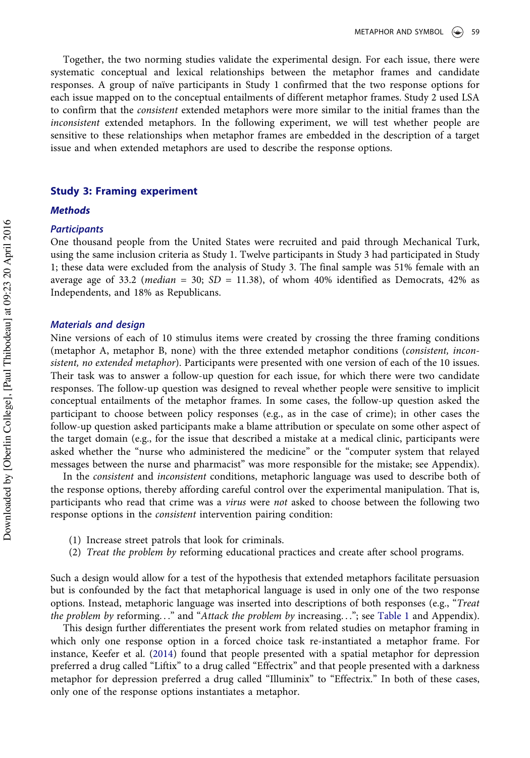Together, the two norming studies validate the experimental design. For each issue, there were systematic conceptual and lexical relationships between the metaphor frames and candidate responses. A group of naïve participants in Study 1 confirmed that the two response options for each issue mapped on to the conceptual entailments of different metaphor frames. Study 2 used LSA to confirm that the *consistent* extended metaphors were more similar to the initial frames than the *inconsistent* extended metaphors. In the following experiment, we will test whether people are sensitive to these relationships when metaphor frames are embedded in the description of a target issue and when extended metaphors are used to describe the response options.

## Study 3: Framing experiment

### Methods

#### Participants

One thousand people from the United States were recruited and paid through Mechanical Turk, using the same inclusion criteria as Study 1. Twelve participants in Study 3 had participated in Study 1; these data were excluded from the analysis of Study 3. The final sample was 51% female with an average age of 33.2 (*median* = 30; *SD* = 11.38), of whom 40% identified as Democrats, 42% as Independents, and 18% as Republicans.

#### Materials and design

Nine versions of each of 10 stimulus items were created by crossing the three framing conditions (metaphor A, metaphor B, none) with the three extended metaphor conditions (*consistent, inconsistent, no extended metaphor*). Participants were presented with one version of each of the 10 issues. Their task was to answer a follow-up question for each issue, for which there were two candidate responses. The follow-up question was designed to reveal whether people were sensitive to implicit conceptual entailments of the metaphor frames. In some cases, the follow-up question asked the participant to choose between policy responses (e.g., as in the case of crime); in other cases the follow-up question asked participants make a blame attribution or speculate on some other aspect of the target domain (e.g., for the issue that described a mistake at a medical clinic, participants were asked whether the "nurse who administered the medicine" or the "computer system that relayed messages between the nurse and pharmacist" was more responsible for the mistake; see Appendix).

In the *consistent* and *inconsistent* conditions, metaphoric language was used to describe both of the response options, thereby affording careful control over the experimental manipulation. That is, participants who read that crime was a *virus* were *not* asked to choose between the following two response options in the *consistent* intervention pairing condition:

(1) Increase street patrols that look for criminals.
(2) *Treat the problem by* reforming educational practices and create after school programs.

Such a design would allow for a test of the hypothesis that extended metaphors facilitate persuasion but is confounded by the fact that metaphorical language is used in only one of the two response options. Instead, metaphoric language was inserted into descriptions of both responses (e.g., "*Treat the problem by* reforming…" and "*Attack the problem by* increasing…"; see Table 1 and Appendix).

This design further differentiates the present work from related studies on metaphor framing in which only one response option in a forced choice task re-instantiated a metaphor frame. For instance, Keefer et al. (2014) found that people presented with a spatial metaphor for depression preferred a drug called "Liftix" to a drug called "Effectrix" and that people presented with a darkness metaphor for depression preferred a drug called "Illuminix" to "Effectrix." In both of these cases, only one of the response options instantiates a metaphor.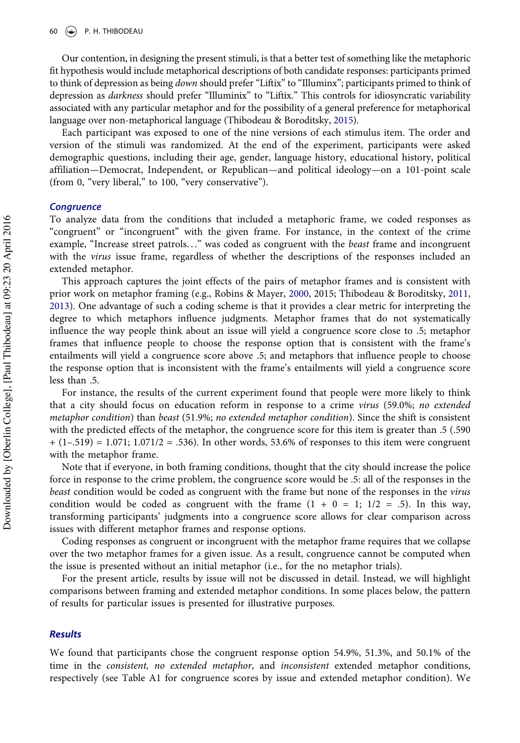Our contention, in designing the present stimuli, is that a better test of something like the metaphoric fit hypothesis would include metaphorical descriptions of both candidate responses: participants primed to think of depression as being *down* should prefer "Liftix" to "Illuminx"; participants primed to think of depression as *darkness* should prefer "Illuminix" to "Liftix." This controls for idiosyncratic variability associated with any particular metaphor and for the possibility of a general preference for metaphorical language over non-metaphorical language (Thibodeau & Boroditsky, 2015).

Each participant was exposed to one of the nine versions of each stimulus item. The order and version of the stimuli was randomized. At the end of the experiment, participants were asked demographic questions, including their age, gender, language history, educational history, political affiliation—Democrat, Independent, or Republican—and political ideology—on a 101-point scale (from 0, "very liberal," to 100, "very conservative").

### *Congruence*

To analyze data from the conditions that included a metaphoric frame, we coded responses as "congruent" or "incongruent" with the given frame. For instance, in the context of the crime example, "Increase street patrols…" was coded as congruent with the *beast* frame and incongruent with the *virus* issue frame, regardless of whether the descriptions of the responses included an extended metaphor.

This approach captures the joint effects of the pairs of metaphor frames and is consistent with prior work on metaphor framing (e.g., Robins & Mayer, 2000, 2015; Thibodeau & Boroditsky, 2011, 2013). One advantage of such a coding scheme is that it provides a clear metric for interpreting the degree to which metaphors influence judgments. Metaphor frames that do not systematically influence the way people think about an issue will yield a congruence score close to .5; metaphor frames that influence people to choose the response option that is consistent with the frame's entailments will yield a congruence score above .5; and metaphors that influence people to choose the response option that is inconsistent with the frame's entailments will yield a congruence score less than .5.

For instance, the results of the current experiment found that people were more likely to think that a city should focus on education reform in response to a crime *virus* (59.0%; *no extended metaphor condition*) than *beast* (51.9%; *no extended metaphor condition*). Since the shift is consistent with the predicted effects of the metaphor, the congruence score for this item is greater than .5 (.590 + (1–.519) = 1.071; 1.071/2 = .536). In other words, 53.6% of responses to this item were congruent with the metaphor frame.

Note that if everyone, in both framing conditions, thought that the city should increase the police force in response to the crime problem, the congruence score would be .5: all of the responses in the *beast* condition would be coded as congruent with the frame but none of the responses in the *virus* condition would be coded as congruent with the frame (1 + 0 = 1; 1/2 = .5). In this way, transforming participants' judgments into a congruence score allows for clear comparison across issues with different metaphor frames and response options.

Coding responses as congruent or incongruent with the metaphor frame requires that we collapse over the two metaphor frames for a given issue. As a result, congruence cannot be computed when the issue is presented without an initial metaphor (i.e., for the no metaphor trials).

For the present article, results by issue will not be discussed in detail. Instead, we will highlight comparisons between framing and extended metaphor conditions. In some places below, the pattern of results for particular issues is presented for illustrative purposes.

## *Results*

We found that participants chose the congruent response option 54.9%, 51.3%, and 50.1% of the time in the *consistent, no extended metaphor*, and *inconsistent* extended metaphor conditions, respectively (see Table A1 for congruence scores by issue and extended metaphor condition). We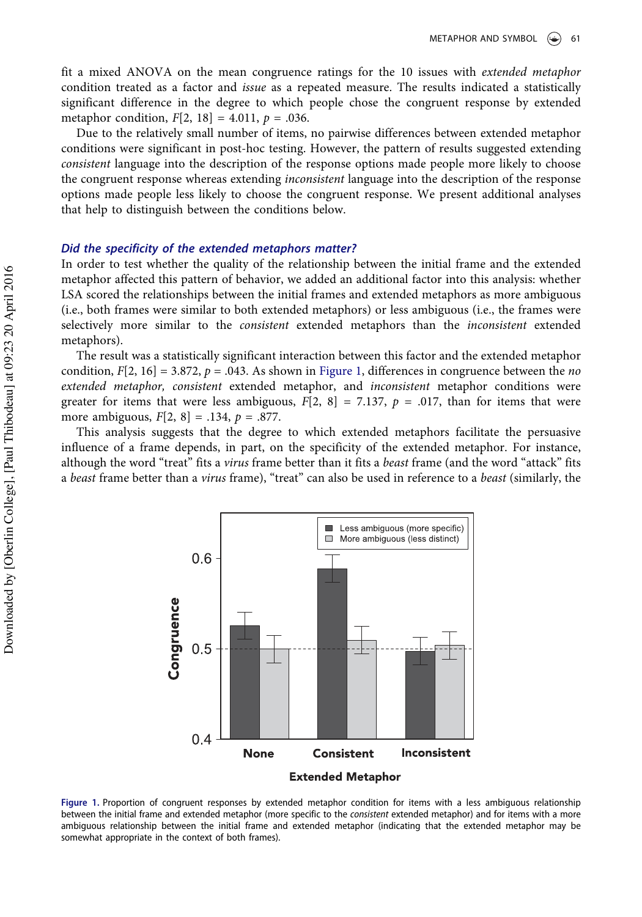fit a mixed ANOVA on the mean congruence ratings for the 10 issues with *extended metaphor* condition treated as a factor and *issue* as a repeated measure. The results indicated a statistically significant difference in the degree to which people chose the congruent response by extended metaphor condition, $F[2, 18] = 4.011$, $p = .036$.

Due to the relatively small number of items, no pairwise differences between extended metaphor conditions were significant in post-hoc testing. However, the pattern of results suggested extending *consistent* language into the description of the response options made people more likely to choose the congruent response whereas extending *inconsistent* language into the description of the response options made people less likely to choose the congruent response. We present additional analyses that help to distinguish between the conditions below.

### *Did the specificity of the extended metaphors matter?*

In order to test whether the quality of the relationship between the initial frame and the extended metaphor affected this pattern of behavior, we added an additional factor into this analysis: whether LSA scored the relationships between the initial frames and extended metaphors as more ambiguous (i.e., both frames were similar to both extended metaphors) or less ambiguous (i.e., the frames were selectively more similar to the *consistent* extended metaphors than the *inconsistent* extended metaphors).

The result was a statistically significant interaction between this factor and the extended metaphor condition, $F[2, 16] = 3.872$, $p = .043$. As shown in Figure 1, differences in congruence between the *no extended metaphor, consistent* extended metaphor, and *inconsistent* metaphor conditions were greater for items that were less ambiguous, $F[2, 8] = 7.137$, $p = .017$, than for items that were more ambiguous, $F[2, 8] = .134$, $p = .877$.

This analysis suggests that the degree to which extended metaphors facilitate the persuasive influence of a frame depends, in part, on the specificity of the extended metaphor. For instance, although the word "treat" fits a *virus* frame better than it fits a *beast* frame (and the word "attack" fits a *beast* frame better than a *virus* frame), "treat" can also be used in reference to a *beast* (similarly, the

Figure 1. Proportion of congruent responses by extended metaphor condition for items with a less ambiguous relationship between the initial frame and extended metaphor (more specific to the *consistent* extended metaphor) and for items with a more ambiguous relationship between the initial frame and extended metaphor (indicating that the extended metaphor may be somewhat appropriate in the context of both frames).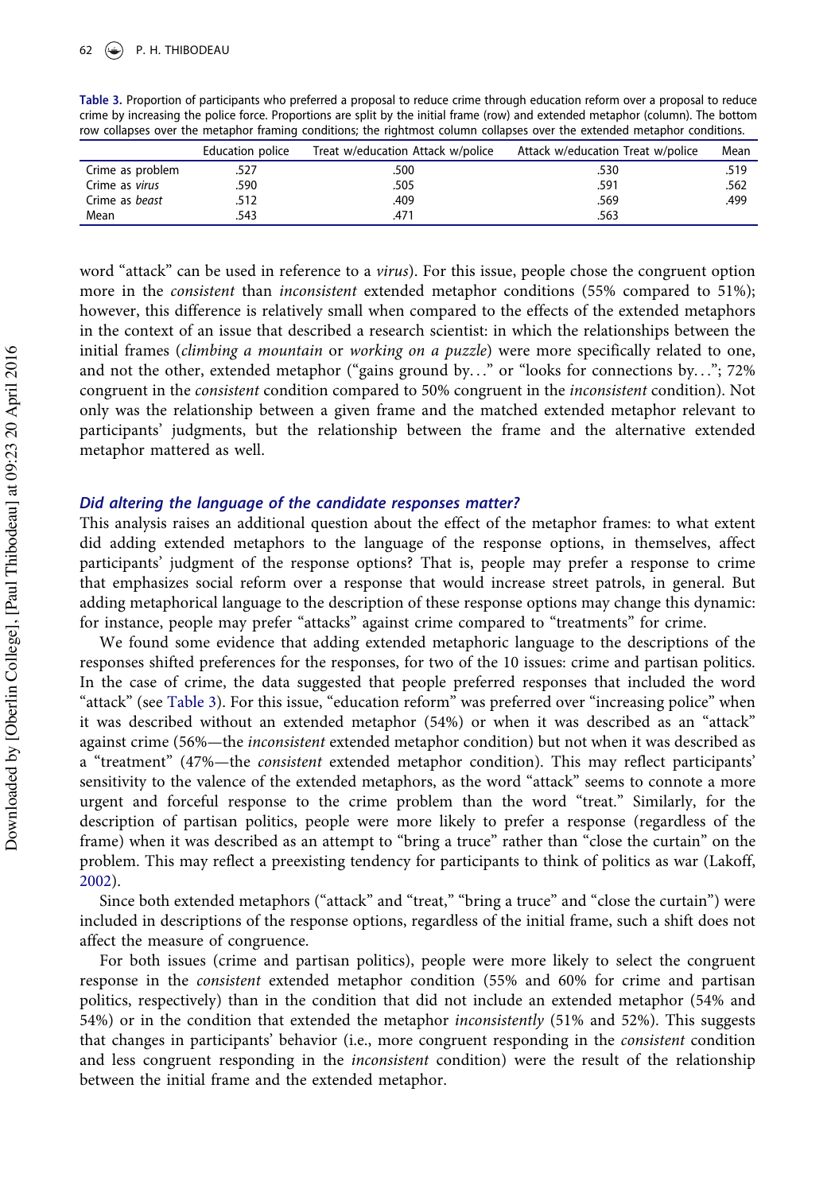**Table 3.** Proportion of participants who preferred a proposal to reduce crime through education reform over a proposal to reduce crime by increasing the police force. Proportions are split by the initial frame (row) and extended metaphor (column). The bottom row collapses over the metaphor framing conditions; the rightmost column collapses over the extended metaphor conditions.

| | Education police | Treat w/education Attack w/police | Attack w/education Treat w/police | Mean |
|---|---|---|---|---|
| Crime as problem | .527 | .500 | .530 | .519 |
| Crime as *virus* | .590 | .505 | .591 | .562 |
| Crime as *beast* | .512 | .409 | .569 | .499 |
| Mean | .543 | .471 | .563 | |

word "attack" can be used in reference to a *virus*). For this issue, people chose the congruent option more in the *consistent* than *inconsistent* extended metaphor conditions (55% compared to 51%); however, this difference is relatively small when compared to the effects of the extended metaphors in the context of an issue that described a research scientist: in which the relationships between the initial frames (*climbing a mountain* or *working on a puzzle*) were more specifically related to one, and not the other, extended metaphor ("gains ground by…" or "looks for connections by…"; 72% congruent in the *consistent* condition compared to 50% congruent in the *inconsistent* condition). Not only was the relationship between a given frame and the matched extended metaphor relevant to participants' judgments, but the relationship between the frame and the alternative extended metaphor mattered as well.

### *Did altering the language of the candidate responses matter?*

This analysis raises an additional question about the effect of the metaphor frames: to what extent did adding extended metaphors to the language of the response options, in themselves, affect participants' judgment of the response options? That is, people may prefer a response to crime that emphasizes social reform over a response that would increase street patrols, in general. But adding metaphorical language to the description of these response options may change this dynamic: for instance, people may prefer "attacks" against crime compared to "treatments" for crime.

We found some evidence that adding extended metaphoric language to the descriptions of the responses shifted preferences for the responses, for two of the 10 issues: crime and partisan politics. In the case of crime, the data suggested that people preferred responses that included the word "attack" (see Table 3). For this issue, "education reform" was preferred over "increasing police" when it was described without an extended metaphor (54%) or when it was described as an "attack" against crime (56%—the *inconsistent* extended metaphor condition) but not when it was described as a "treatment" (47%—the *consistent* extended metaphor condition). This may reflect participants' sensitivity to the valence of the extended metaphors, as the word "attack" seems to connote a more urgent and forceful response to the crime problem than the word "treat." Similarly, for the description of partisan politics, people were more likely to prefer a response (regardless of the frame) when it was described as an attempt to "bring a truce" rather than "close the curtain" on the problem. This may reflect a preexisting tendency for participants to think of politics as war (Lakoff, 2002).

Since both extended metaphors ("attack" and "treat," "bring a truce" and "close the curtain") were included in descriptions of the response options, regardless of the initial frame, such a shift does not affect the measure of congruence.

For both issues (crime and partisan politics), people were more likely to select the congruent response in the *consistent* extended metaphor condition (55% and 60% for crime and partisan politics, respectively) than in the condition that did not include an extended metaphor (54% and 54%) or in the condition that extended the metaphor *inconsistently* (51% and 52%). This suggests that changes in participants' behavior (i.e., more congruent responding in the *consistent* condition and less congruent responding in the *inconsistent* condition) were the result of the relationship between the initial frame and the extended metaphor.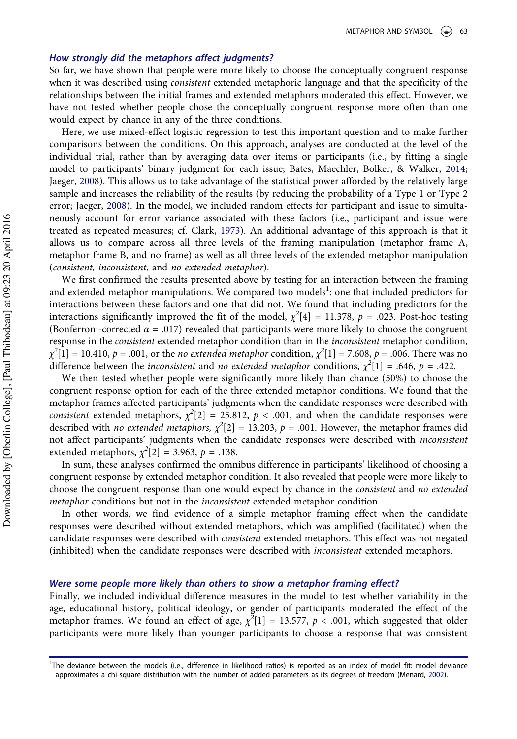### *How strongly did the metaphors affect judgments?*

So far, we have shown that people were more likely to choose the conceptually congruent response when it was described using *consistent* extended metaphoric language and that the specificity of the relationships between the initial frames and extended metaphors moderated this effect. However, we have not tested whether people chose the conceptually congruent response more often than one would expect by chance in any of the three conditions.

Here, we use mixed-effect logistic regression to test this important question and to make further comparisons between the conditions. On this approach, analyses are conducted at the level of the individual trial, rather than by averaging data over items or participants (i.e., by fitting a single model to participants' binary judgment for each issue; Bates, Maechler, Bolker, & Walker, 2014; Jaeger, 2008). This allows us to take advantage of the statistical power afforded by the relatively large sample and increases the reliability of the results (by reducing the probability of a Type 1 or Type 2 error; Jaeger, 2008). In the model, we included random effects for participant and issue to simultaneously account for error variance associated with these factors (i.e., participant and issue were treated as repeated measures; cf. Clark, 1973). An additional advantage of this approach is that it allows us to compare across all three levels of the framing manipulation (metaphor frame A, metaphor frame B, and no frame) as well as all three levels of the extended metaphor manipulation (*consistent, inconsistent*, and *no extended metaphor*).

We first confirmed the results presented above by testing for an interaction between the framing and extended metaphor manipulations. We compared two models[1]: one that included predictors for interactions between these factors and one that did not. We found that including predictors for the interactions significantly improved the fit of the model, $\chi^2[4] = 11.378$, $p = .023$. Post-hoc testing (Bonferroni-corrected $\alpha = .017$) revealed that participants were more likely to choose the congruent response in the *consistent* extended metaphor condition than in the *inconsistent* metaphor condition, $\chi^2[1] = 10.410$, $p = .001$, or the *no extended metaphor* condition, $\chi^2[1] = 7.608$, $p = .006$. There was no difference between the *inconsistent* and *no extended metaphor* conditions, $\chi^2[1] = .646$, $p = .422$.

We then tested whether people were significantly more likely than chance (50%) to choose the congruent response option for each of the three extended metaphor conditions. We found that the metaphor frames affected participants' judgments when the candidate responses were described with *consistent* extended metaphors, $\chi^2[2] = 25.812$, $p < .001$, and when the candidate responses were described with *no extended metaphors,* $\chi^2[2] = 13.203$, $p = .001$. However, the metaphor frames did not affect participants' judgments when the candidate responses were described with *inconsistent* extended metaphors, $\chi^2[2] = 3.963$, $p = .138$.

In sum, these analyses confirmed the omnibus difference in participants' likelihood of choosing a congruent response by extended metaphor condition. It also revealed that people were more likely to choose the congruent response than one would expect by chance in the *consistent* and *no extended metaphor* conditions but not in the *inconsistent* extended metaphor condition.

In other words, we find evidence of a simple metaphor framing effect when the candidate responses were described without extended metaphors, which was amplified (facilitated) when the candidate responses were described with *consistent* extended metaphors. This effect was not negated (inhibited) when the candidate responses were described with *inconsistent* extended metaphors.

### *Were some people more likely than others to show a metaphor framing effect?*

Finally, we included individual difference measures in the model to test whether variability in the age, educational history, political ideology, or gender of participants moderated the effect of the metaphor frames. We found an effect of age, $\chi^2[1] = 13.577$, $p < .001$, which suggested that older participants were more likely than younger participants to choose a response that was consistent

[1]The deviance between the models (i.e., difference in likelihood ratios) is reported as an index of model fit: model deviance approximates a chi-square distribution with the number of added parameters as its degrees of freedom (Menard, 2002).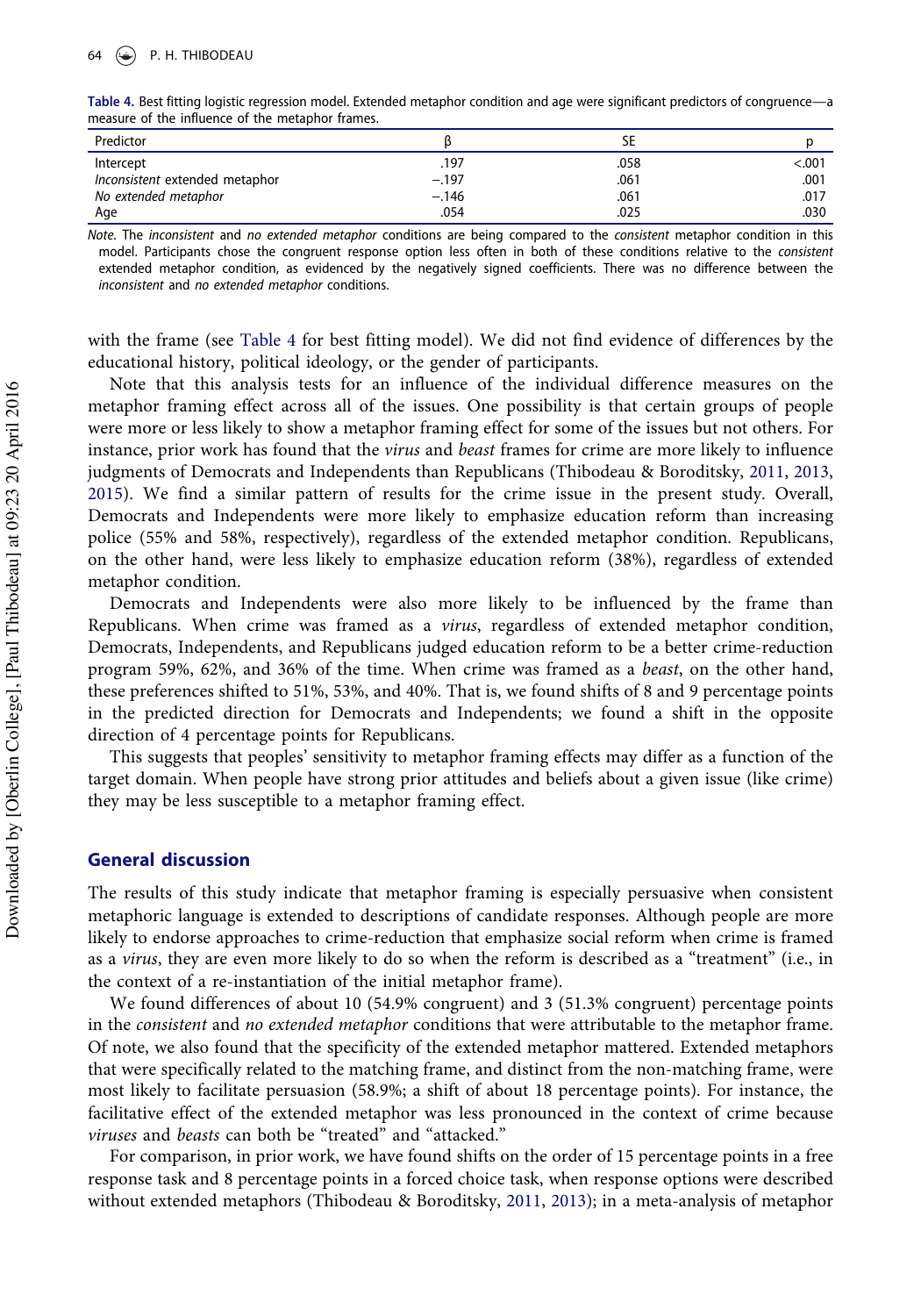Table 4. Best fitting logistic regression model. Extended metaphor condition and age were significant predictors of congruence—a measure of the influence of the metaphor frames.

| Predictor | β | SE | p |
|---|---|---|---|
| Intercept | .197 | .058 | <.001 |
| *Inconsistent* extended metaphor | −.197 | .061 | .001 |
| *No extended metaphor* | −.146 | .061 | .017 |
| Age | .054 | .025 | .030 |

*Note.* The *inconsistent* and *no extended metaphor* conditions are being compared to the *consistent* metaphor condition in this model. Participants chose the congruent response option less often in both of these conditions relative to the *consistent* extended metaphor condition, as evidenced by the negatively signed coefficients. There was no difference between the *inconsistent* and *no extended metaphor* conditions.

with the frame (see Table 4 for best fitting model). We did not find evidence of differences by the educational history, political ideology, or the gender of participants.

Note that this analysis tests for an influence of the individual difference measures on the metaphor framing effect across all of the issues. One possibility is that certain groups of people were more or less likely to show a metaphor framing effect for some of the issues but not others. For instance, prior work has found that the *virus* and *beast* frames for crime are more likely to influence judgments of Democrats and Independents than Republicans (Thibodeau & Boroditsky, 2011, 2013, 2015). We find a similar pattern of results for the crime issue in the present study. Overall, Democrats and Independents were more likely to emphasize education reform than increasing police (55% and 58%, respectively), regardless of the extended metaphor condition. Republicans, on the other hand, were less likely to emphasize education reform (38%), regardless of extended metaphor condition.

Democrats and Independents were also more likely to be influenced by the frame than Republicans. When crime was framed as a *virus*, regardless of extended metaphor condition, Democrats, Independents, and Republicans judged education reform to be a better crime-reduction program 59%, 62%, and 36% of the time. When crime was framed as a *beast*, on the other hand, these preferences shifted to 51%, 53%, and 40%. That is, we found shifts of 8 and 9 percentage points in the predicted direction for Democrats and Independents; we found a shift in the opposite direction of 4 percentage points for Republicans.

This suggests that peoples' sensitivity to metaphor framing effects may differ as a function of the target domain. When people have strong prior attitudes and beliefs about a given issue (like crime) they may be less susceptible to a metaphor framing effect.

## General discussion

The results of this study indicate that metaphor framing is especially persuasive when consistent metaphoric language is extended to descriptions of candidate responses. Although people are more likely to endorse approaches to crime-reduction that emphasize social reform when crime is framed as a *virus*, they are even more likely to do so when the reform is described as a "treatment" (i.e., in the context of a re-instantiation of the initial metaphor frame).

We found differences of about 10 (54.9% congruent) and 3 (51.3% congruent) percentage points in the *consistent* and *no extended metaphor* conditions that were attributable to the metaphor frame. Of note, we also found that the specificity of the extended metaphor mattered. Extended metaphors that were specifically related to the matching frame, and distinct from the non-matching frame, were most likely to facilitate persuasion (58.9%; a shift of about 18 percentage points). For instance, the facilitative effect of the extended metaphor was less pronounced in the context of crime because *viruses* and *beasts* can both be "treated" and "attacked."

For comparison, in prior work, we have found shifts on the order of 15 percentage points in a free response task and 8 percentage points in a forced choice task, when response options were described without extended metaphors (Thibodeau & Boroditsky, 2011, 2013); in a meta-analysis of metaphor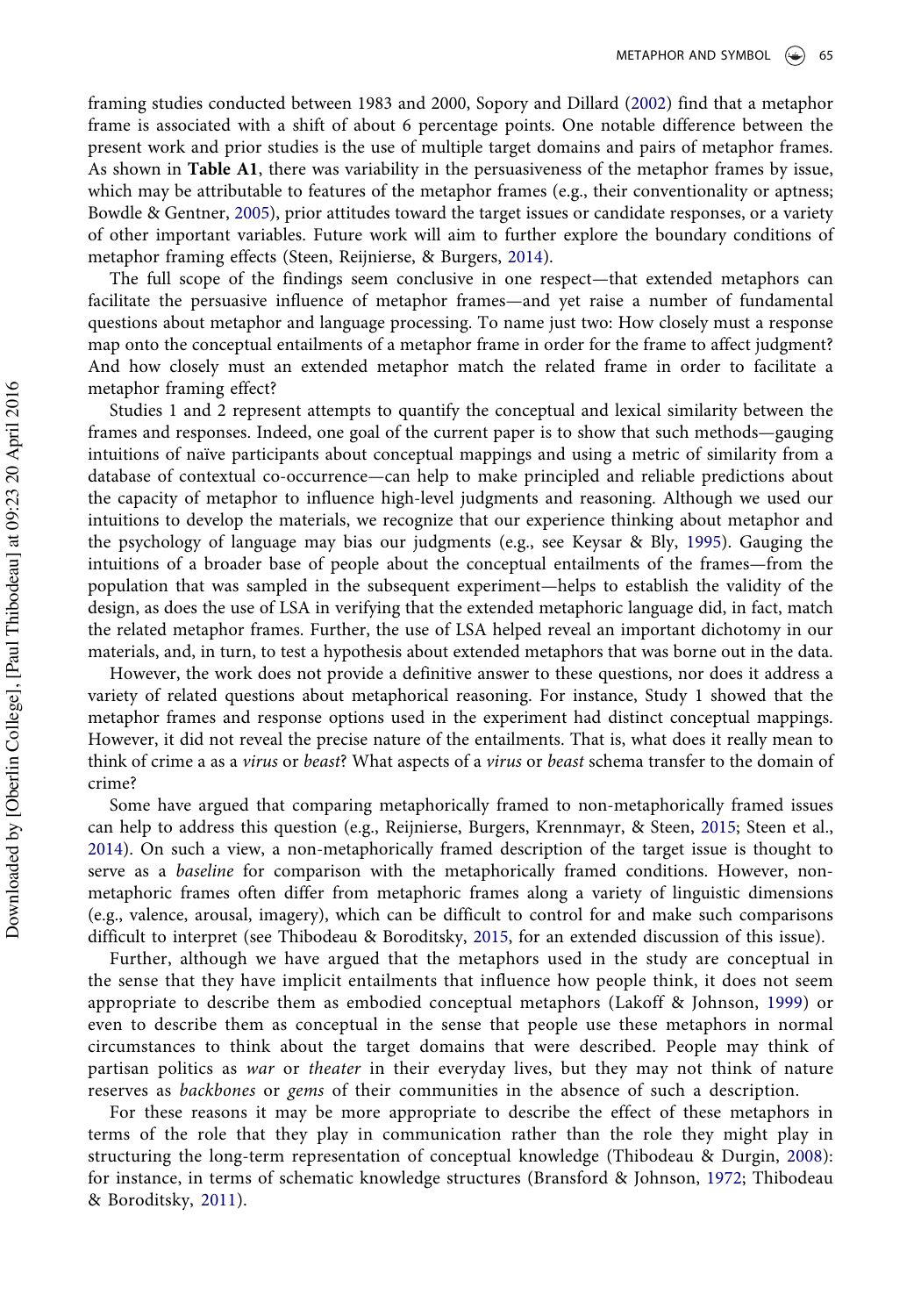framing studies conducted between 1983 and 2000, Sopory and Dillard (2002) find that a metaphor frame is associated with a shift of about 6 percentage points. One notable difference between the present work and prior studies is the use of multiple target domains and pairs of metaphor frames. As shown in **Table A1**, there was variability in the persuasiveness of the metaphor frames by issue, which may be attributable to features of the metaphor frames (e.g., their conventionality or aptness; Bowdle & Gentner, 2005), prior attitudes toward the target issues or candidate responses, or a variety of other important variables. Future work will aim to further explore the boundary conditions of metaphor framing effects (Steen, Reijnierse, & Burgers, 2014).

The full scope of the findings seem conclusive in one respect—that extended metaphors can facilitate the persuasive influence of metaphor frames—and yet raise a number of fundamental questions about metaphor and language processing. To name just two: How closely must a response map onto the conceptual entailments of a metaphor frame in order for the frame to affect judgment? And how closely must an extended metaphor match the related frame in order to facilitate a metaphor framing effect?

Studies 1 and 2 represent attempts to quantify the conceptual and lexical similarity between the frames and responses. Indeed, one goal of the current paper is to show that such methods—gauging intuitions of naïve participants about conceptual mappings and using a metric of similarity from a database of contextual co-occurrence—can help to make principled and reliable predictions about the capacity of metaphor to influence high-level judgments and reasoning. Although we used our intuitions to develop the materials, we recognize that our experience thinking about metaphor and the psychology of language may bias our judgments (e.g., see Keysar & Bly, 1995). Gauging the intuitions of a broader base of people about the conceptual entailments of the frames—from the population that was sampled in the subsequent experiment—helps to establish the validity of the design, as does the use of LSA in verifying that the extended metaphoric language did, in fact, match the related metaphor frames. Further, the use of LSA helped reveal an important dichotomy in our materials, and, in turn, to test a hypothesis about extended metaphors that was borne out in the data.

However, the work does not provide a definitive answer to these questions, nor does it address a variety of related questions about metaphorical reasoning. For instance, Study 1 showed that the metaphor frames and response options used in the experiment had distinct conceptual mappings. However, it did not reveal the precise nature of the entailments. That is, what does it really mean to think of crime a as a *virus* or *beast*? What aspects of a *virus* or *beast* schema transfer to the domain of crime?

Some have argued that comparing metaphorically framed to non-metaphorically framed issues can help to address this question (e.g., Reijnierse, Burgers, Krennmayr, & Steen, 2015; Steen et al., 2014). On such a view, a non-metaphorically framed description of the target issue is thought to serve as a *baseline* for comparison with the metaphorically framed conditions. However, non-metaphoric frames often differ from metaphoric frames along a variety of linguistic dimensions (e.g., valence, arousal, imagery), which can be difficult to control for and make such comparisons difficult to interpret (see Thibodeau & Boroditsky, 2015, for an extended discussion of this issue).

Further, although we have argued that the metaphors used in the study are conceptual in the sense that they have implicit entailments that influence how people think, it does not seem appropriate to describe them as embodied conceptual metaphors (Lakoff & Johnson, 1999) or even to describe them as conceptual in the sense that people use these metaphors in normal circumstances to think about the target domains that were described. People may think of partisan politics as *war* or *theater* in their everyday lives, but they may not think of nature reserves as *backbones* or *gems* of their communities in the absence of such a description.

For these reasons it may be more appropriate to describe the effect of these metaphors in terms of the role that they play in communication rather than the role they might play in structuring the long-term representation of conceptual knowledge (Thibodeau & Durgin, 2008): for instance, in terms of schematic knowledge structures (Bransford & Johnson, 1972; Thibodeau & Boroditsky, 2011).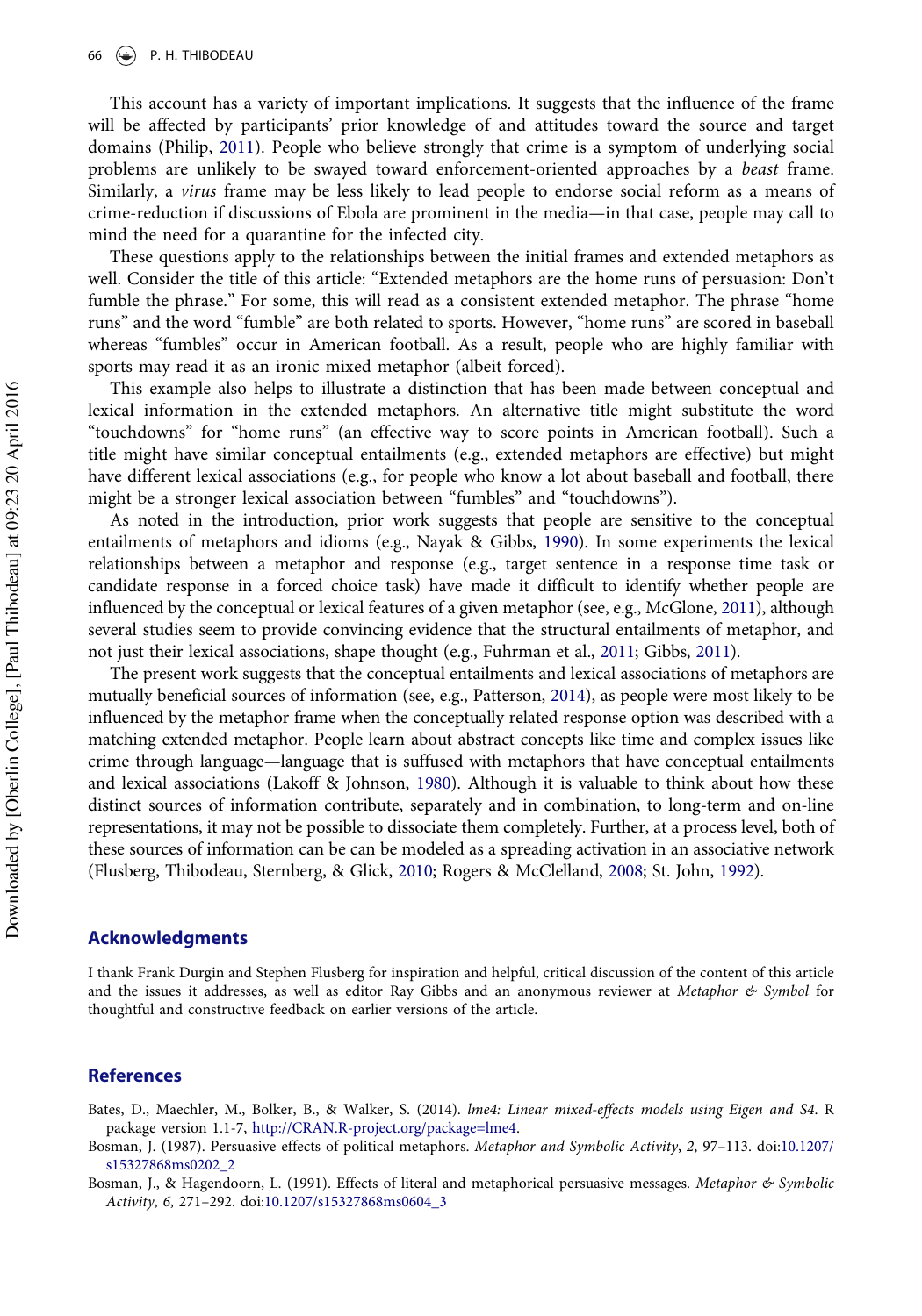This account has a variety of important implications. It suggests that the influence of the frame will be affected by participants' prior knowledge of and attitudes toward the source and target domains (Philip, 2011). People who believe strongly that crime is a symptom of underlying social problems are unlikely to be swayed toward enforcement-oriented approaches by a *beast* frame. Similarly, a *virus* frame may be less likely to lead people to endorse social reform as a means of crime-reduction if discussions of Ebola are prominent in the media—in that case, people may call to mind the need for a quarantine for the infected city.

These questions apply to the relationships between the initial frames and extended metaphors as well. Consider the title of this article: "Extended metaphors are the home runs of persuasion: Don't fumble the phrase." For some, this will read as a consistent extended metaphor. The phrase "home runs" and the word "fumble" are both related to sports. However, "home runs" are scored in baseball whereas "fumbles" occur in American football. As a result, people who are highly familiar with sports may read it as an ironic mixed metaphor (albeit forced).

This example also helps to illustrate a distinction that has been made between conceptual and lexical information in the extended metaphors. An alternative title might substitute the word "touchdowns" for "home runs" (an effective way to score points in American football). Such a title might have similar conceptual entailments (e.g., extended metaphors are effective) but might have different lexical associations (e.g., for people who know a lot about baseball and football, there might be a stronger lexical association between "fumbles" and "touchdowns").

As noted in the introduction, prior work suggests that people are sensitive to the conceptual entailments of metaphors and idioms (e.g., Nayak & Gibbs, 1990). In some experiments the lexical relationships between a metaphor and response (e.g., target sentence in a response time task or candidate response in a forced choice task) have made it difficult to identify whether people are influenced by the conceptual or lexical features of a given metaphor (see, e.g., McGlone, 2011), although several studies seem to provide convincing evidence that the structural entailments of metaphor, and not just their lexical associations, shape thought (e.g., Fuhrman et al., 2011; Gibbs, 2011).

The present work suggests that the conceptual entailments and lexical associations of metaphors are mutually beneficial sources of information (see, e.g., Patterson, 2014), as people were most likely to be influenced by the metaphor frame when the conceptually related response option was described with a matching extended metaphor. People learn about abstract concepts like time and complex issues like crime through language—language that is suffused with metaphors that have conceptual entailments and lexical associations (Lakoff & Johnson, 1980). Although it is valuable to think about how these distinct sources of information contribute, separately and in combination, to long-term and on-line representations, it may not be possible to dissociate them completely. Further, at a process level, both of these sources of information can be can be modeled as a spreading activation in an associative network (Flusberg, Thibodeau, Sternberg, & Glick, 2010; Rogers & McClelland, 2008; St. John, 1992).

## Acknowledgments

I thank Frank Durgin and Stephen Flusberg for inspiration and helpful, critical discussion of the content of this article and the issues it addresses, as well as editor Ray Gibbs and an anonymous reviewer at *Metaphor & Symbol* for thoughtful and constructive feedback on earlier versions of the article.

## References

Bates, D., Maechler, M., Bolker, B., & Walker, S. (2014). *lme4: Linear mixed-effects models using Eigen and S4*. R package version 1.1-7, http://CRAN.R-project.org/package=lme4.

Bosman, J. (1987). Persuasive effects of political metaphors. *Metaphor and Symbolic Activity*, *2*, 97–113. doi:10.1207/s15327868ms0202_2

Bosman, J., & Hagendoorn, L. (1991). Effects of literal and metaphorical persuasive messages. *Metaphor & Symbolic Activity*, *6*, 271–292. doi:10.1207/s15327868ms0604_3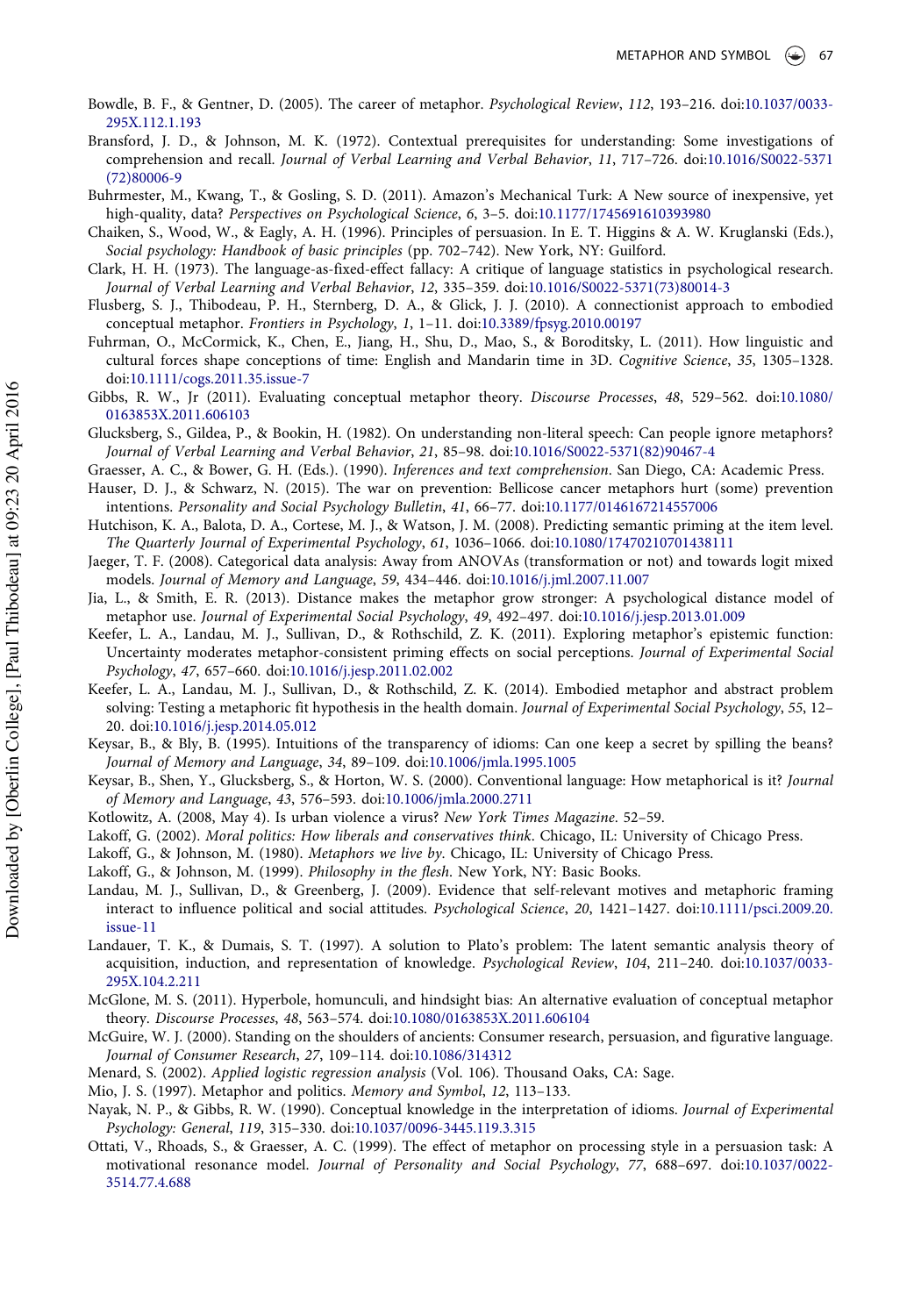Bowdle, B. F., & Gentner, D. (2005). The career of metaphor. *Psychological Review*, *112*, 193–216. doi:10.1037/0033-295X.112.1.193

Bransford, J. D., & Johnson, M. K. (1972). Contextual prerequisites for understanding: Some investigations of comprehension and recall. *Journal of Verbal Learning and Verbal Behavior*, *11*, 717–726. doi:10.1016/S0022-5371(72)80006-9

Buhrmester, M., Kwang, T., & Gosling, S. D. (2011). Amazon's Mechanical Turk: A New source of inexpensive, yet high-quality, data? *Perspectives on Psychological Science*, *6*, 3–5. doi:10.1177/1745691610393980

Chaiken, S., Wood, W., & Eagly, A. H. (1996). Principles of persuasion. In E. T. Higgins & A. W. Kruglanski (Eds.), *Social psychology: Handbook of basic principles* (pp. 702–742). New York, NY: Guilford.

Clark, H. H. (1973). The language-as-fixed-effect fallacy: A critique of language statistics in psychological research. *Journal of Verbal Learning and Verbal Behavior*, *12*, 335–359. doi:10.1016/S0022-5371(73)80014-3

Flusberg, S. J., Thibodeau, P. H., Sternberg, D. A., & Glick, J. J. (2010). A connectionist approach to embodied conceptual metaphor. *Frontiers in Psychology*, *1*, 1–11. doi:10.3389/fpsyg.2010.00197

Fuhrman, O., McCormick, K., Chen, E., Jiang, H., Shu, D., Mao, S., & Boroditsky, L. (2011). How linguistic and cultural forces shape conceptions of time: English and Mandarin time in 3D. *Cognitive Science*, *35*, 1305–1328. doi:10.1111/cogs.2011.35.issue-7

Gibbs, R. W., Jr (2011). Evaluating conceptual metaphor theory. *Discourse Processes*, *48*, 529–562. doi:10.1080/0163853X.2011.606103

Glucksberg, S., Gildea, P., & Bookin, H. (1982). On understanding non-literal speech: Can people ignore metaphors? *Journal of Verbal Learning and Verbal Behavior*, *21*, 85–98. doi:10.1016/S0022-5371(82)90467-4

Graesser, A. C., & Bower, G. H. (Eds.). (1990). *Inferences and text comprehension*. San Diego, CA: Academic Press.

Hauser, D. J., & Schwarz, N. (2015). The war on prevention: Bellicose cancer metaphors hurt (some) prevention intentions. *Personality and Social Psychology Bulletin*, *41*, 66–77. doi:10.1177/0146167214557006

Hutchison, K. A., Balota, D. A., Cortese, M. J., & Watson, J. M. (2008). Predicting semantic priming at the item level. *The Quarterly Journal of Experimental Psychology*, *61*, 1036–1066. doi:10.1080/17470210701438111

Jaeger, T. F. (2008). Categorical data analysis: Away from ANOVAs (transformation or not) and towards logit mixed models. *Journal of Memory and Language*, *59*, 434–446. doi:10.1016/j.jml.2007.11.007

Jia, L., & Smith, E. R. (2013). Distance makes the metaphor grow stronger: A psychological distance model of metaphor use. *Journal of Experimental Social Psychology*, *49*, 492–497. doi:10.1016/j.jesp.2013.01.009

Keefer, L. A., Landau, M. J., Sullivan, D., & Rothschild, Z. K. (2011). Exploring metaphor's epistemic function: Uncertainty moderates metaphor-consistent priming effects on social perceptions. *Journal of Experimental Social Psychology*, *47*, 657–660. doi:10.1016/j.jesp.2011.02.002

Keefer, L. A., Landau, M. J., Sullivan, D., & Rothschild, Z. K. (2014). Embodied metaphor and abstract problem solving: Testing a metaphoric fit hypothesis in the health domain. *Journal of Experimental Social Psychology*, *55*, 12–20. doi:10.1016/j.jesp.2014.05.012

Keysar, B., & Bly, B. (1995). Intuitions of the transparency of idioms: Can one keep a secret by spilling the beans? *Journal of Memory and Language*, *34*, 89–109. doi:10.1006/jmla.1995.1005

Keysar, B., Shen, Y., Glucksberg, S., & Horton, W. S. (2000). Conventional language: How metaphorical is it? *Journal of Memory and Language*, *43*, 576–593. doi:10.1006/jmla.2000.2711

Kotlowitz, A. (2008, May 4). Is urban violence a virus? *New York Times Magazine*. 52–59.

Lakoff, G. (2002). *Moral politics: How liberals and conservatives think*. Chicago, IL: University of Chicago Press.

Lakoff, G., & Johnson, M. (1980). *Metaphors we live by*. Chicago, IL: University of Chicago Press.

Lakoff, G., & Johnson, M. (1999). *Philosophy in the flesh*. New York, NY: Basic Books.

Landau, M. J., Sullivan, D., & Greenberg, J. (2009). Evidence that self-relevant motives and metaphoric framing interact to influence political and social attitudes. *Psychological Science*, *20*, 1421–1427. doi:10.1111/psci.2009.20.issue-11

Landauer, T. K., & Dumais, S. T. (1997). A solution to Plato's problem: The latent semantic analysis theory of acquisition, induction, and representation of knowledge. *Psychological Review*, *104*, 211–240. doi:10.1037/0033-295X.104.2.211

McGlone, M. S. (2011). Hyperbole, homunculi, and hindsight bias: An alternative evaluation of conceptual metaphor theory. *Discourse Processes*, *48*, 563–574. doi:10.1080/0163853X.2011.606104

McGuire, W. J. (2000). Standing on the shoulders of ancients: Consumer research, persuasion, and figurative language. *Journal of Consumer Research*, *27*, 109–114. doi:10.1086/314312

Menard, S. (2002). *Applied logistic regression analysis* (Vol. 106). Thousand Oaks, CA: Sage.

Mio, J. S. (1997). Metaphor and politics. *Memory and Symbol*, *12*, 113–133.

Nayak, N. P., & Gibbs, R. W. (1990). Conceptual knowledge in the interpretation of idioms. *Journal of Experimental Psychology: General*, *119*, 315–330. doi:10.1037/0096-3445.119.3.315

Ottati, V., Rhoads, S., & Graesser, A. C. (1999). The effect of metaphor on processing style in a persuasion task: A motivational resonance model. *Journal of Personality and Social Psychology*, *77*, 688–697. doi:10.1037/0022-3514.77.4.688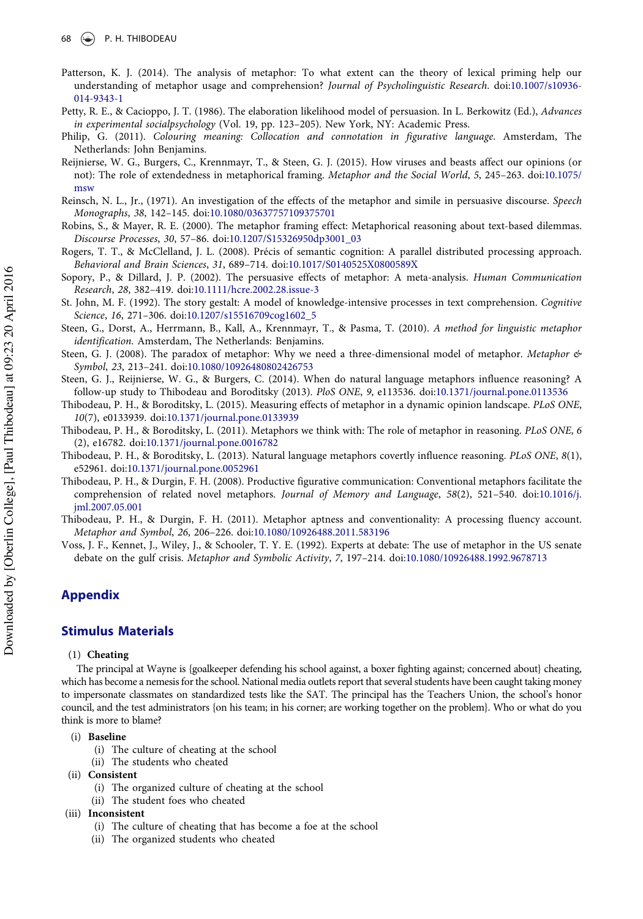Patterson, K. J. (2014). The analysis of metaphor: To what extent can the theory of lexical priming help our understanding of metaphor usage and comprehension? *Journal of Psycholinguistic Research*. doi:10.1007/s10936-014-9343-1

Petty, R. E., & Cacioppo, J. T. (1986). The elaboration likelihood model of persuasion. In L. Berkowitz (Ed.), *Advances in experimental socialpsychology* (Vol. 19, pp. 123–205). New York, NY: Academic Press.

Philip, G. (2011). *Colouring meaning: Collocation and connotation in figurative language*. Amsterdam, The Netherlands: John Benjamins.

Reijnierse, W. G., Burgers, C., Krennmayr, T., & Steen, G. J. (2015). How viruses and beasts affect our opinions (or not): The role of extendedness in metaphorical framing. *Metaphor and the Social World*, *5*, 245–263. doi:10.1075/msw

Reinsch, N. L., Jr., (1971). An investigation of the effects of the metaphor and simile in persuasive discourse. *Speech Monographs*, *38*, 142–145. doi:10.1080/03637757109375701

Robins, S., & Mayer, R. E. (2000). The metaphor framing effect: Metaphorical reasoning about text-based dilemmas. *Discourse Processes*, *30*, 57–86. doi:10.1207/S15326950dp3001_03

Rogers, T. T., & McClelland, J. L. (2008). Précis of semantic cognition: A parallel distributed processing approach. *Behavioral and Brain Sciences*, *31*, 689–714. doi:10.1017/S0140525X0800589X

Sopory, P., & Dillard, J. P. (2002). The persuasive effects of metaphor: A meta-analysis. *Human Communication Research*, *28*, 382–419. doi:10.1111/hcre.2002.28.issue-3

St. John, M. F. (1992). The story gestalt: A model of knowledge-intensive processes in text comprehension. *Cognitive Science*, *16*, 271–306. doi:10.1207/s15516709cog1602_5

Steen, G., Dorst, A., Herrmann, B., Kall, A., Krennmayr, T., & Pasma, T. (2010). *A method for linguistic metaphor identification*. Amsterdam, The Netherlands: Benjamins.

Steen, G. J. (2008). The paradox of metaphor: Why we need a three-dimensional model of metaphor. *Metaphor & Symbol*, *23*, 213–241. doi:10.1080/10926480802426753

Steen, G. J., Reijnierse, W. G., & Burgers, C. (2014). When do natural language metaphors influence reasoning? A follow-up study to Thibodeau and Boroditsky (2013). *PloS ONE*, *9*, e113536. doi:10.1371/journal.pone.0113536

Thibodeau, P. H., & Boroditsky, L. (2015). Measuring effects of metaphor in a dynamic opinion landscape. *PLoS ONE*, *10*(7), e0133939. doi:10.1371/journal.pone.0133939

Thibodeau, P. H., & Boroditsky, L. (2011). Metaphors we think with: The role of metaphor in reasoning. *PLoS ONE*, *6* (2), e16782. doi:10.1371/journal.pone.0016782

Thibodeau, P. H., & Boroditsky, L. (2013). Natural language metaphors covertly influence reasoning. *PLoS ONE*, *8*(1), e52961. doi:10.1371/journal.pone.0052961

Thibodeau, P. H., & Durgin, F. H. (2008). Productive figurative communication: Conventional metaphors facilitate the comprehension of related novel metaphors. *Journal of Memory and Language*, *58*(2), 521–540. doi:10.1016/j.jml.2007.05.001

Thibodeau, P. H., & Durgin, F. H. (2011). Metaphor aptness and conventionality: A processing fluency account. *Metaphor and Symbol*, *26*, 206–226. doi:10.1080/10926488.2011.583196

Voss, J. F., Kennet, J., Wiley, J., & Schooler, T. Y. E. (1992). Experts at debate: The use of metaphor in the US senate debate on the gulf crisis. *Metaphor and Symbolic Activity*, *7*, 197–214. doi:10.1080/10926488.1992.9678713

## Appendix

## Stimulus Materials

(1) **Cheating**

The principal at Wayne is {goalkeeper defending his school against, a boxer fighting against; concerned about} cheating, which has become a nemesis for the school. National media outlets report that several students have been caught taking money to impersonate classmates on standardized tests like the SAT. The principal has the Teachers Union, the school's honor council, and the test administrators {on his team; in his corner; are working together on the problem}. Who or what do you think is more to blame?

(i) **Baseline**
   (i) The culture of cheating at the school
   (ii) The students who cheated

(ii) **Consistent**
   (i) The organized culture of cheating at the school
   (ii) The student foes who cheated

(iii) **Inconsistent**
   (i) The culture of cheating that has become a foe at the school
   (ii) The organized students who cheated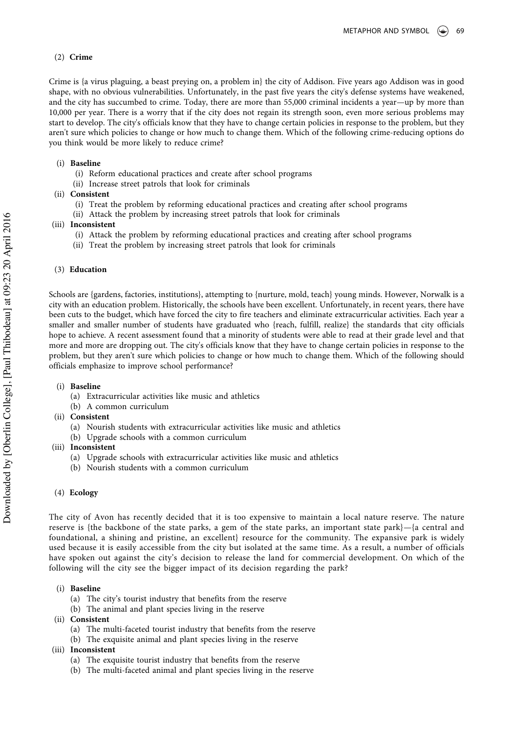(2) **Crime**

Crime is {a virus plaguing, a beast preying on, a problem in} the city of Addison. Five years ago Addison was in good shape, with no obvious vulnerabilities. Unfortunately, in the past five years the city's defense systems have weakened, and the city has succumbed to crime. Today, there are more than 55,000 criminal incidents a year—up by more than 10,000 per year. There is a worry that if the city does not regain its strength soon, even more serious problems may start to develop. The city's officials know that they have to change certain policies in response to the problem, but they aren't sure which policies to change or how much to change them. Which of the following crime-reducing options do you think would be more likely to reduce crime?

- (i) **Baseline**
  - (i) Reform educational practices and create after school programs
  - (ii) Increase street patrols that look for criminals
- (ii) **Consistent**
  - (i) Treat the problem by reforming educational practices and creating after school programs
  - (ii) Attack the problem by increasing street patrols that look for criminals
- (iii) **Inconsistent**
  - (i) Attack the problem by reforming educational practices and creating after school programs
  - (ii) Treat the problem by increasing street patrols that look for criminals

(3) **Education**

Schools are {gardens, factories, institutions}, attempting to {nurture, mold, teach} young minds. However, Norwalk is a city with an education problem. Historically, the schools have been excellent. Unfortunately, in recent years, there have been cuts to the budget, which have forced the city to fire teachers and eliminate extracurricular activities. Each year a smaller and smaller number of students have graduated who {reach, fulfill, realize} the standards that city officials hope to achieve. A recent assessment found that a minority of students were able to read at their grade level and that more and more are dropping out. The city's officials know that they have to change certain policies in response to the problem, but they aren't sure which policies to change or how much to change them. Which of the following should officials emphasize to improve school performance?

- (i) **Baseline**
  - (a) Extracurricular activities like music and athletics
  - (b) A common curriculum
- (ii) **Consistent**
  - (a) Nourish students with extracurricular activities like music and athletics
  - (b) Upgrade schools with a common curriculum
- (iii) **Inconsistent**
  - (a) Upgrade schools with extracurricular activities like music and athletics
  - (b) Nourish students with a common curriculum

(4) **Ecology**

The city of Avon has recently decided that it is too expensive to maintain a local nature reserve. The nature reserve is {the backbone of the state parks, a gem of the state parks, an important state park}—{a central and foundational, a shining and pristine, an excellent} resource for the community. The expansive park is widely used because it is easily accessible from the city but isolated at the same time. As a result, a number of officials have spoken out against the city's decision to release the land for commercial development. On which of the following will the city see the bigger impact of its decision regarding the park?

- (i) **Baseline**
  - (a) The city's tourist industry that benefits from the reserve
  - (b) The animal and plant species living in the reserve
- (ii) **Consistent**
  - (a) The multi-faceted tourist industry that benefits from the reserve
  - (b) The exquisite animal and plant species living in the reserve
- (iii) **Inconsistent**
  - (a) The exquisite tourist industry that benefits from the reserve
  - (b) The multi-faceted animal and plant species living in the reserve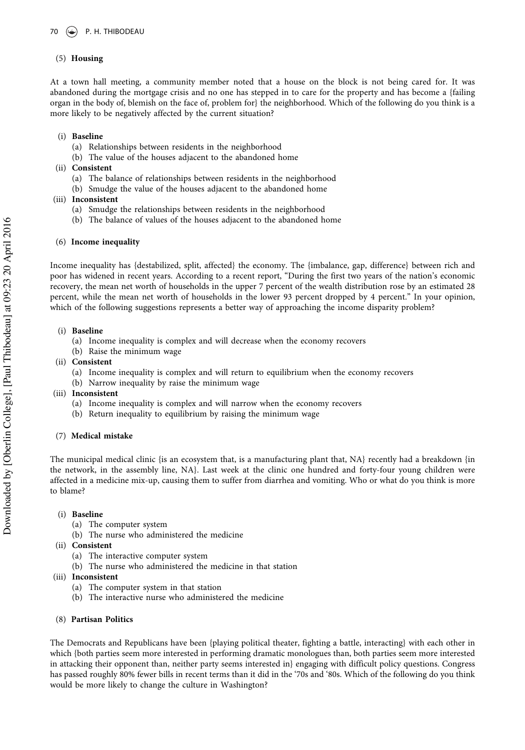(5) **Housing**

At a town hall meeting, a community member noted that a house on the block is not being cared for. It was abandoned during the mortgage crisis and no one has stepped in to care for the property and has become a {failing organ in the body of, blemish on the face of, problem for} the neighborhood. Which of the following do you think is a more likely to be negatively affected by the current situation?

- (i) **Baseline**
  - (a) Relationships between residents in the neighborhood
  - (b) The value of the houses adjacent to the abandoned home
- (ii) **Consistent**
  - (a) The balance of relationships between residents in the neighborhood
  - (b) Smudge the value of the houses adjacent to the abandoned home
- (iii) **Inconsistent**
  - (a) Smudge the relationships between residents in the neighborhood
  - (b) The balance of values of the houses adjacent to the abandoned home

(6) **Income inequality**

Income inequality has {destabilized, split, affected} the economy. The {imbalance, gap, difference} between rich and poor has widened in recent years. According to a recent report, "During the first two years of the nation's economic recovery, the mean net worth of households in the upper 7 percent of the wealth distribution rose by an estimated 28 percent, while the mean net worth of households in the lower 93 percent dropped by 4 percent." In your opinion, which of the following suggestions represents a better way of approaching the income disparity problem?

- (i) **Baseline**
  - (a) Income inequality is complex and will decrease when the economy recovers
  - (b) Raise the minimum wage
- (ii) **Consistent**
  - (a) Income inequality is complex and will return to equilibrium when the economy recovers
  - (b) Narrow inequality by raise the minimum wage
- (iii) **Inconsistent**
  - (a) Income inequality is complex and will narrow when the economy recovers
  - (b) Return inequality to equilibrium by raising the minimum wage

(7) **Medical mistake**

The municipal medical clinic {is an ecosystem that, is a manufacturing plant that, NA} recently had a breakdown {in the network, in the assembly line, NA}. Last week at the clinic one hundred and forty-four young children were affected in a medicine mix-up, causing them to suffer from diarrhea and vomiting. Who or what do you think is more to blame?

- (i) **Baseline**
  - (a) The computer system
  - (b) The nurse who administered the medicine
- (ii) **Consistent**
  - (a) The interactive computer system
  - (b) The nurse who administered the medicine in that station
- (iii) **Inconsistent**
  - (a) The computer system in that station
  - (b) The interactive nurse who administered the medicine

(8) **Partisan Politics**

The Democrats and Republicans have been {playing political theater, fighting a battle, interacting} with each other in which {both parties seem more interested in performing dramatic monologues than, both parties seem more interested in attacking their opponent than, neither party seems interested in} engaging with difficult policy questions. Congress has passed roughly 80% fewer bills in recent terms than it did in the '70s and '80s. Which of the following do you think would be more likely to change the culture in Washington?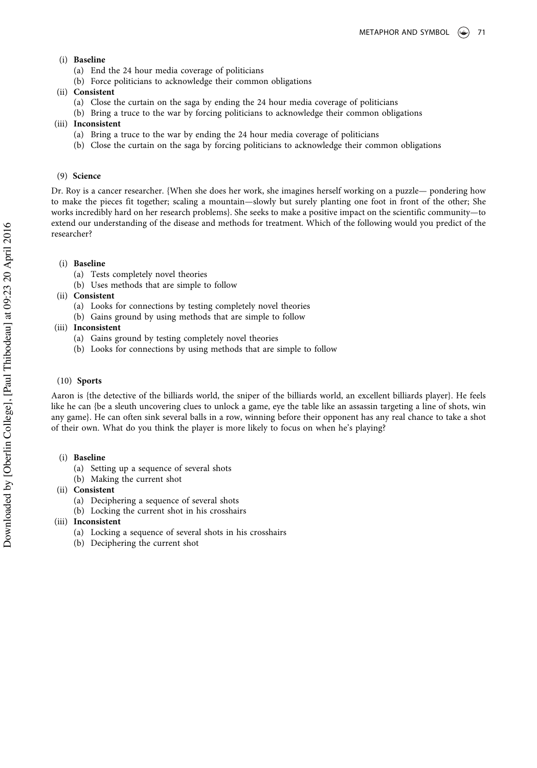(i) **Baseline**
   (a) End the 24 hour media coverage of politicians
   (b) Force politicians to acknowledge their common obligations

(ii) **Consistent**
   (a) Close the curtain on the saga by ending the 24 hour media coverage of politicians
   (b) Bring a truce to the war by forcing politicians to acknowledge their common obligations

(iii) **Inconsistent**
   (a) Bring a truce to the war by ending the 24 hour media coverage of politicians
   (b) Close the curtain on the saga by forcing politicians to acknowledge their common obligations

(9) **Science**

Dr. Roy is a cancer researcher. {When she does her work, she imagines herself working on a puzzle— pondering how to make the pieces fit together; scaling a mountain—slowly but surely planting one foot in front of the other; She works incredibly hard on her research problems}. She seeks to make a positive impact on the scientific community—to extend our understanding of the disease and methods for treatment. Which of the following would you predict of the researcher?

(i) **Baseline**
   (a) Tests completely novel theories
   (b) Uses methods that are simple to follow

(ii) **Consistent**
   (a) Looks for connections by testing completely novel theories
   (b) Gains ground by using methods that are simple to follow

(iii) **Inconsistent**
   (a) Gains ground by testing completely novel theories
   (b) Looks for connections by using methods that are simple to follow

(10) **Sports**

Aaron is {the detective of the billiards world, the sniper of the billiards world, an excellent billiards player}. He feels like he can {be a sleuth uncovering clues to unlock a game, eye the table like an assassin targeting a line of shots, win any game}. He can often sink several balls in a row, winning before their opponent has any real chance to take a shot of their own. What do you think the player is more likely to focus on when he's playing?

(i) **Baseline**
   (a) Setting up a sequence of several shots
   (b) Making the current shot

(ii) **Consistent**
   (a) Deciphering a sequence of several shots
   (b) Locking the current shot in his crosshairs

(iii) **Inconsistent**
   (a) Locking a sequence of several shots in his crosshairs
   (b) Deciphering the current shot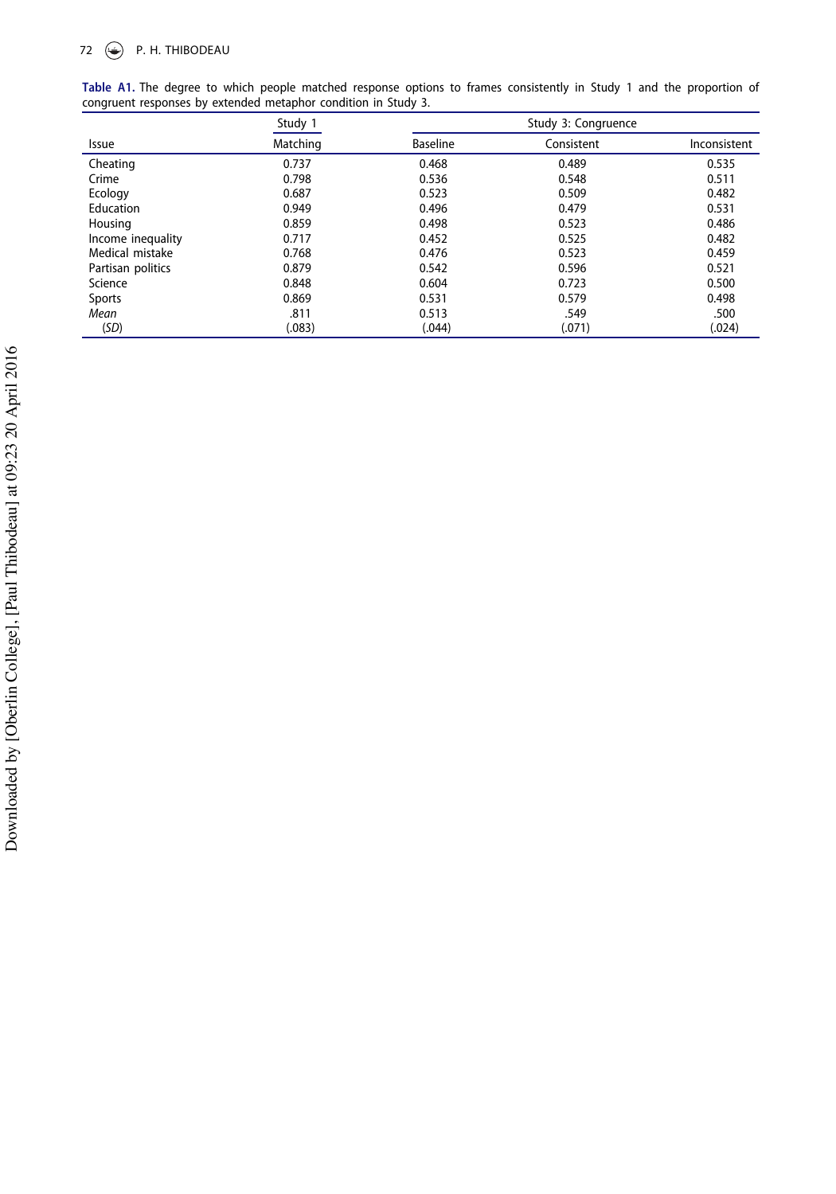**Table A1.** The degree to which people matched response options to frames consistently in Study 1 and the proportion of congruent responses by extended metaphor condition in Study 3.

| | Study 1 | Study 3: Congruence | | |
|---|---|---|---|---|
| Issue | Matching | Baseline | Consistent | Inconsistent |
| Cheating | 0.737 | 0.468 | 0.489 | 0.535 |
| Crime | 0.798 | 0.536 | 0.548 | 0.511 |
| Ecology | 0.687 | 0.523 | 0.509 | 0.482 |
| Education | 0.949 | 0.496 | 0.479 | 0.531 |
| Housing | 0.859 | 0.498 | 0.523 | 0.486 |
| Income inequality | 0.717 | 0.452 | 0.525 | 0.482 |
| Medical mistake | 0.768 | 0.476 | 0.523 | 0.459 |
| Partisan politics | 0.879 | 0.542 | 0.596 | 0.521 |
| Science | 0.848 | 0.604 | 0.723 | 0.500 |
| Sports | 0.869 | 0.531 | 0.579 | 0.498 |
| *Mean* | .811 | 0.513 | .549 | .500 |
| (*SD*) | (.083) | (.044) | (.071) | (.024) |